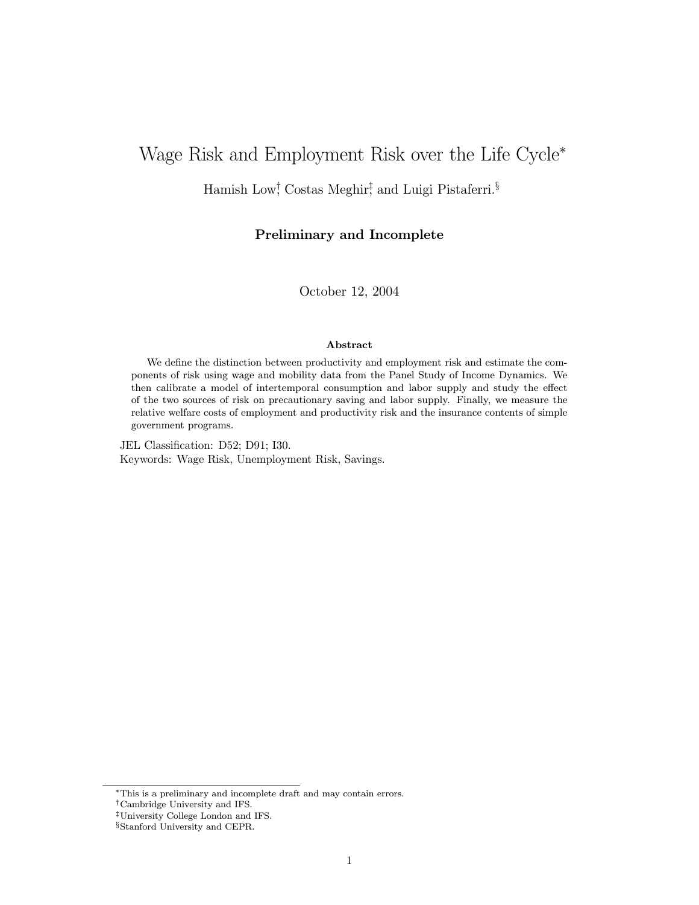# Wage Risk and Employment Risk over the Life Cycle[*]

Hamish Low[†], Costas Meghir[‡], and Luigi Pistaferri.[§]

**Preliminary and Incomplete**

October 12, 2004

### Abstract

We define the distinction between productivity and employment risk and estimate the components of risk using wage and mobility data from the Panel Study of Income Dynamics. We then calibrate a model of intertemporal consumption and labor supply and study the effect of the two sources of risk on precautionary saving and labor supply. Finally, we measure the relative welfare costs of employment and productivity risk and the insurance contents of simple government programs.

JEL Classification: D52; D91; I30.
Keywords: Wage Risk, Unemployment Risk, Savings.

---

[*] This is a preliminary and incomplete draft and may contain errors.
[†] Cambridge University and IFS.
[‡] University College London and IFS.
[§] Stanford University and CEPR.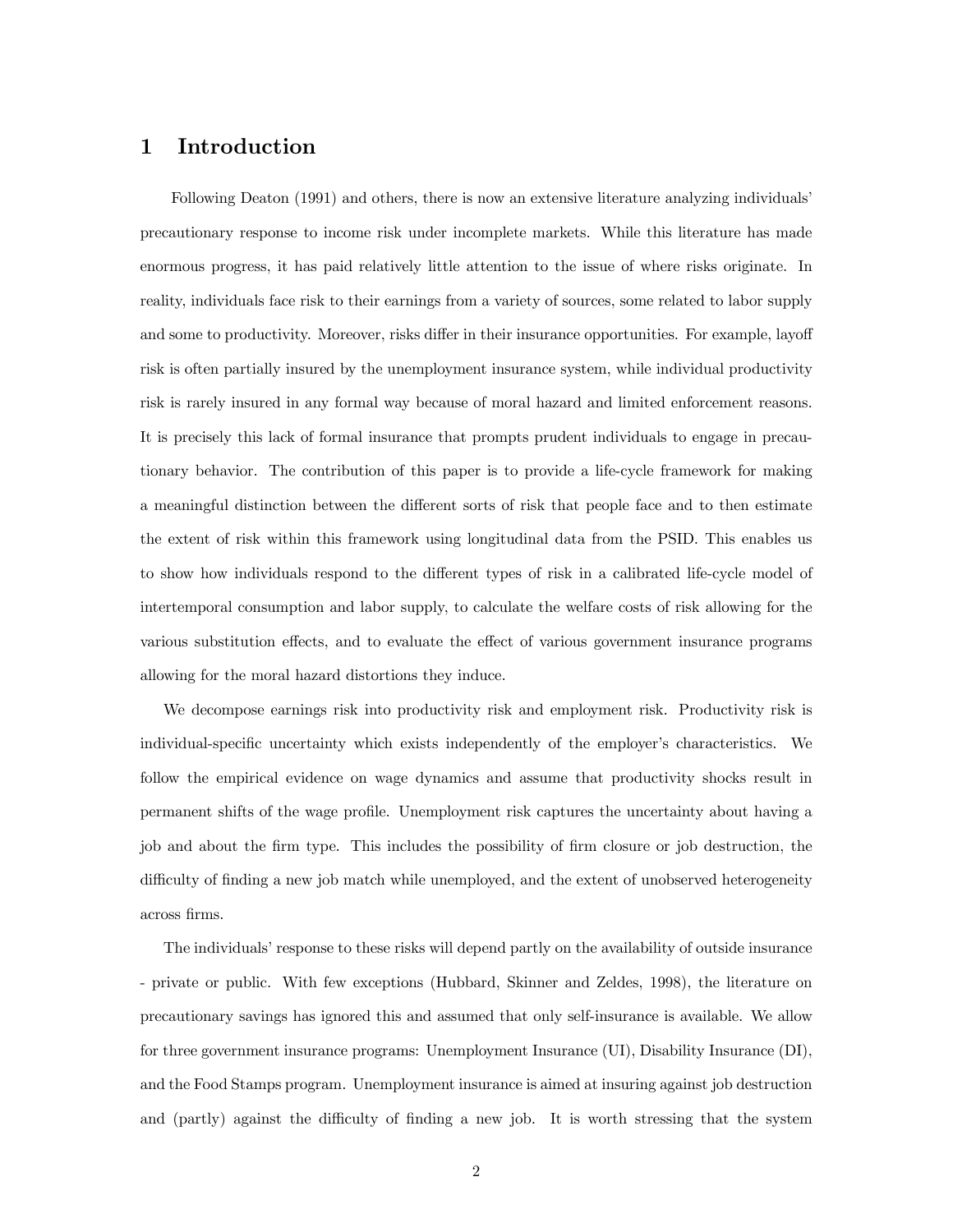# 1 Introduction

Following Deaton (1991) and others, there is now an extensive literature analyzing individuals' precautionary response to income risk under incomplete markets. While this literature has made enormous progress, it has paid relatively little attention to the issue of where risks originate. In reality, individuals face risk to their earnings from a variety of sources, some related to labor supply and some to productivity. Moreover, risks differ in their insurance opportunities. For example, layoff risk is often partially insured by the unemployment insurance system, while individual productivity risk is rarely insured in any formal way because of moral hazard and limited enforcement reasons. It is precisely this lack of formal insurance that prompts prudent individuals to engage in precautionary behavior. The contribution of this paper is to provide a life-cycle framework for making a meaningful distinction between the different sorts of risk that people face and to then estimate the extent of risk within this framework using longitudinal data from the PSID. This enables us to show how individuals respond to the different types of risk in a calibrated life-cycle model of intertemporal consumption and labor supply, to calculate the welfare costs of risk allowing for the various substitution effects, and to evaluate the effect of various government insurance programs allowing for the moral hazard distortions they induce.

We decompose earnings risk into productivity risk and employment risk. Productivity risk is individual-specific uncertainty which exists independently of the employer's characteristics. We follow the empirical evidence on wage dynamics and assume that productivity shocks result in permanent shifts of the wage profile. Unemployment risk captures the uncertainty about having a job and about the firm type. This includes the possibility of firm closure or job destruction, the difficulty of finding a new job match while unemployed, and the extent of unobserved heterogeneity across firms.

The individuals' response to these risks will depend partly on the availability of outside insurance - private or public. With few exceptions (Hubbard, Skinner and Zeldes, 1998), the literature on precautionary savings has ignored this and assumed that only self-insurance is available. We allow for three government insurance programs: Unemployment Insurance (UI), Disability Insurance (DI), and the Food Stamps program. Unemployment insurance is aimed at insuring against job destruction and (partly) against the difficulty of finding a new job. It is worth stressing that the system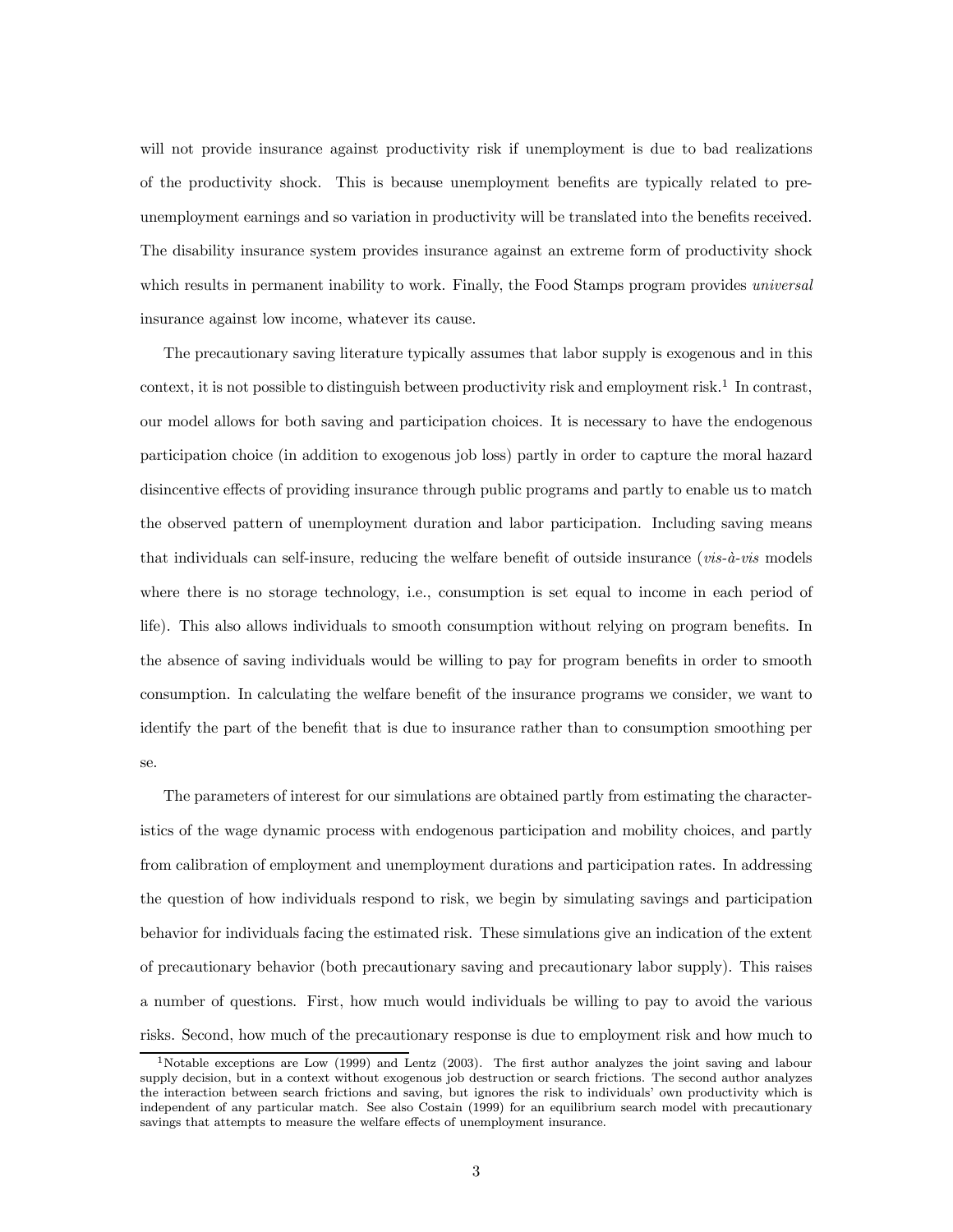will not provide insurance against productivity risk if unemployment is due to bad realizations of the productivity shock. This is because unemployment benefits are typically related to pre-unemployment earnings and so variation in productivity will be translated into the benefits received. The disability insurance system provides insurance against an extreme form of productivity shock which results in permanent inability to work. Finally, the Food Stamps program provides *universal* insurance against low income, whatever its cause.

The precautionary saving literature typically assumes that labor supply is exogenous and in this context, it is not possible to distinguish between productivity risk and employment risk.[1] In contrast, our model allows for both saving and participation choices. It is necessary to have the endogenous participation choice (in addition to exogenous job loss) partly in order to capture the moral hazard disincentive effects of providing insurance through public programs and partly to enable us to match the observed pattern of unemployment duration and labor participation. Including saving means that individuals can self-insure, reducing the welfare benefit of outside insurance (*vis-à-vis* models where there is no storage technology, i.e., consumption is set equal to income in each period of life). This also allows individuals to smooth consumption without relying on program benefits. In the absence of saving individuals would be willing to pay for program benefits in order to smooth consumption. In calculating the welfare benefit of the insurance programs we consider, we want to identify the part of the benefit that is due to insurance rather than to consumption smoothing per se.

The parameters of interest for our simulations are obtained partly from estimating the characteristics of the wage dynamic process with endogenous participation and mobility choices, and partly from calibration of employment and unemployment durations and participation rates. In addressing the question of how individuals respond to risk, we begin by simulating savings and participation behavior for individuals facing the estimated risk. These simulations give an indication of the extent of precautionary behavior (both precautionary saving and precautionary labor supply). This raises a number of questions. First, how much would individuals be willing to pay to avoid the various risks. Second, how much of the precautionary response is due to employment risk and how much to

[1] Notable exceptions are Low (1999) and Lentz (2003). The first author analyzes the joint saving and labour supply decision, but in a context without exogenous job destruction or search frictions. The second author analyzes the interaction between search frictions and saving, but ignores the risk to individuals' own productivity which is independent of any particular match. See also Costain (1999) for an equilibrium search model with precautionary savings that attempts to measure the welfare effects of unemployment insurance.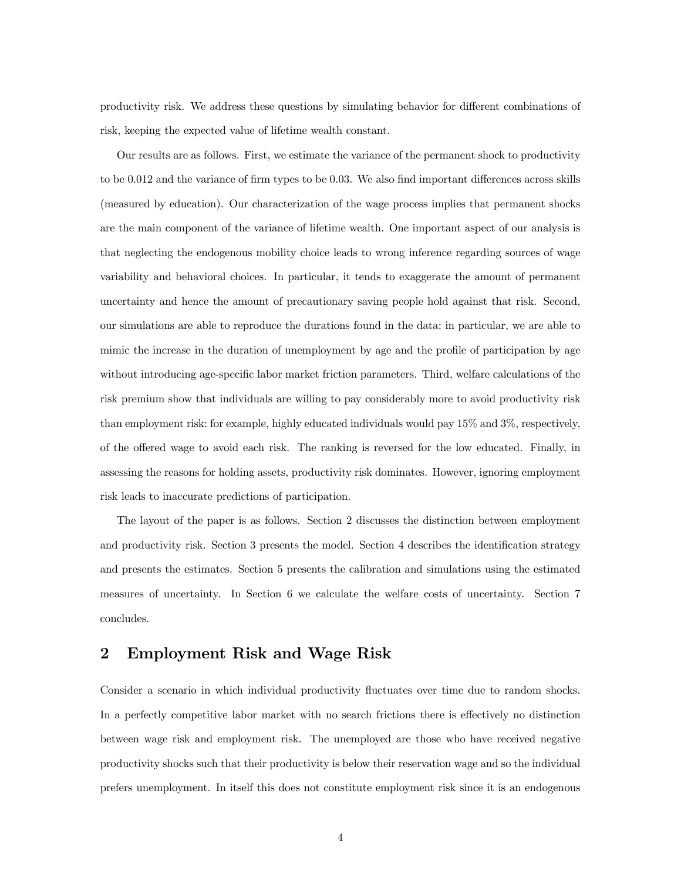productivity risk. We address these questions by simulating behavior for different combinations of risk, keeping the expected value of lifetime wealth constant.

Our results are as follows. First, we estimate the variance of the permanent shock to productivity to be 0.012 and the variance of firm types to be 0.03. We also find important differences across skills (measured by education). Our characterization of the wage process implies that permanent shocks are the main component of the variance of lifetime wealth. One important aspect of our analysis is that neglecting the endogenous mobility choice leads to wrong inference regarding sources of wage variability and behavioral choices. In particular, it tends to exaggerate the amount of permanent uncertainty and hence the amount of precautionary saving people hold against that risk. Second, our simulations are able to reproduce the durations found in the data: in particular, we are able to mimic the increase in the duration of unemployment by age and the profile of participation by age without introducing age-specific labor market friction parameters. Third, welfare calculations of the risk premium show that individuals are willing to pay considerably more to avoid productivity risk than employment risk: for example, highly educated individuals would pay 15% and 3%, respectively, of the offered wage to avoid each risk. The ranking is reversed for the low educated. Finally, in assessing the reasons for holding assets, productivity risk dominates. However, ignoring employment risk leads to inaccurate predictions of participation.

The layout of the paper is as follows. Section 2 discusses the distinction between employment and productivity risk. Section 3 presents the model. Section 4 describes the identification strategy and presents the estimates. Section 5 presents the calibration and simulations using the estimated measures of uncertainty. In Section 6 we calculate the welfare costs of uncertainty. Section 7 concludes.

## 2 Employment Risk and Wage Risk

Consider a scenario in which individual productivity fluctuates over time due to random shocks. In a perfectly competitive labor market with no search frictions there is effectively no distinction between wage risk and employment risk. The unemployed are those who have received negative productivity shocks such that their productivity is below their reservation wage and so the individual prefers unemployment. In itself this does not constitute employment risk since it is an endogenous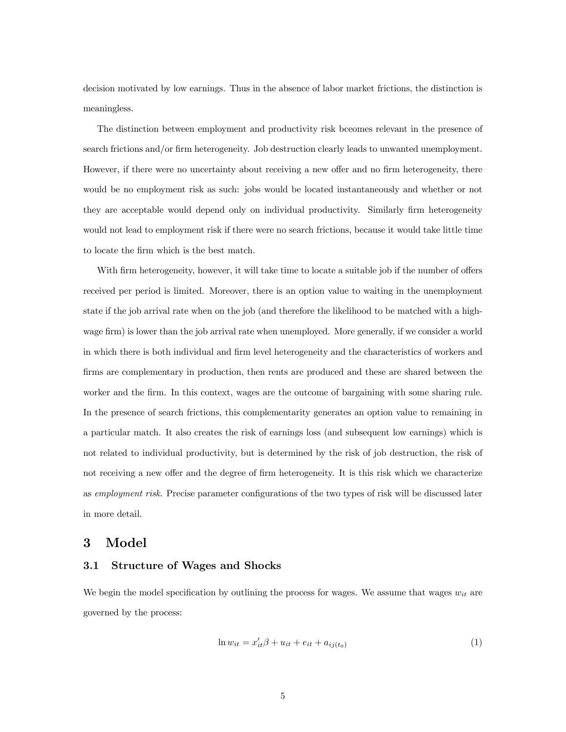decision motivated by low earnings. Thus in the absence of labor market frictions, the distinction is meaningless.

The distinction between employment and productivity risk bceomes relevant in the presence of search frictions and/or firm heterogeneity. Job destruction clearly leads to unwanted unemployment. However, if there were no uncertainty about receiving a new offer and no firm heterogeneity, there would be no employment risk as such: jobs would be located instantaneously and whether or not they are acceptable would depend only on individual productivity. Similarly firm heterogeneity would not lead to employment risk if there were no search frictions, because it would take little time to locate the firm which is the best match.

With firm heterogeneity, however, it will take time to locate a suitable job if the number of offers received per period is limited. Moreover, there is an option value to waiting in the unemployment state if the job arrival rate when on the job (and therefore the likelihood to be matched with a high-wage firm) is lower than the job arrival rate when unemployed. More generally, if we consider a world in which there is both individual and firm level heterogeneity and the characteristics of workers and firms are complementary in production, then rents are produced and these are shared between the worker and the firm. In this context, wages are the outcome of bargaining with some sharing rule. In the presence of search frictions, this complementarity generates an option value to remaining in a particular match. It also creates the risk of earnings loss (and subsequent low earnings) which is not related to individual productivity, but is determined by the risk of job destruction, the risk of not receiving a new offer and the degree of firm heterogeneity. It is this risk which we characterize as *employment risk*. Precise parameter configurations of the two types of risk will be discussed later in more detail.

# 3 Model

## 3.1 Structure of Wages and Shocks

We begin the model specification by outlining the process for wages. We assume that wages $w_{it}$ are governed by the process:

$$\ln w_{it} = x'_{it}\beta + u_{it} + e_{it} + a_{ij(t_0)} \tag{1}$$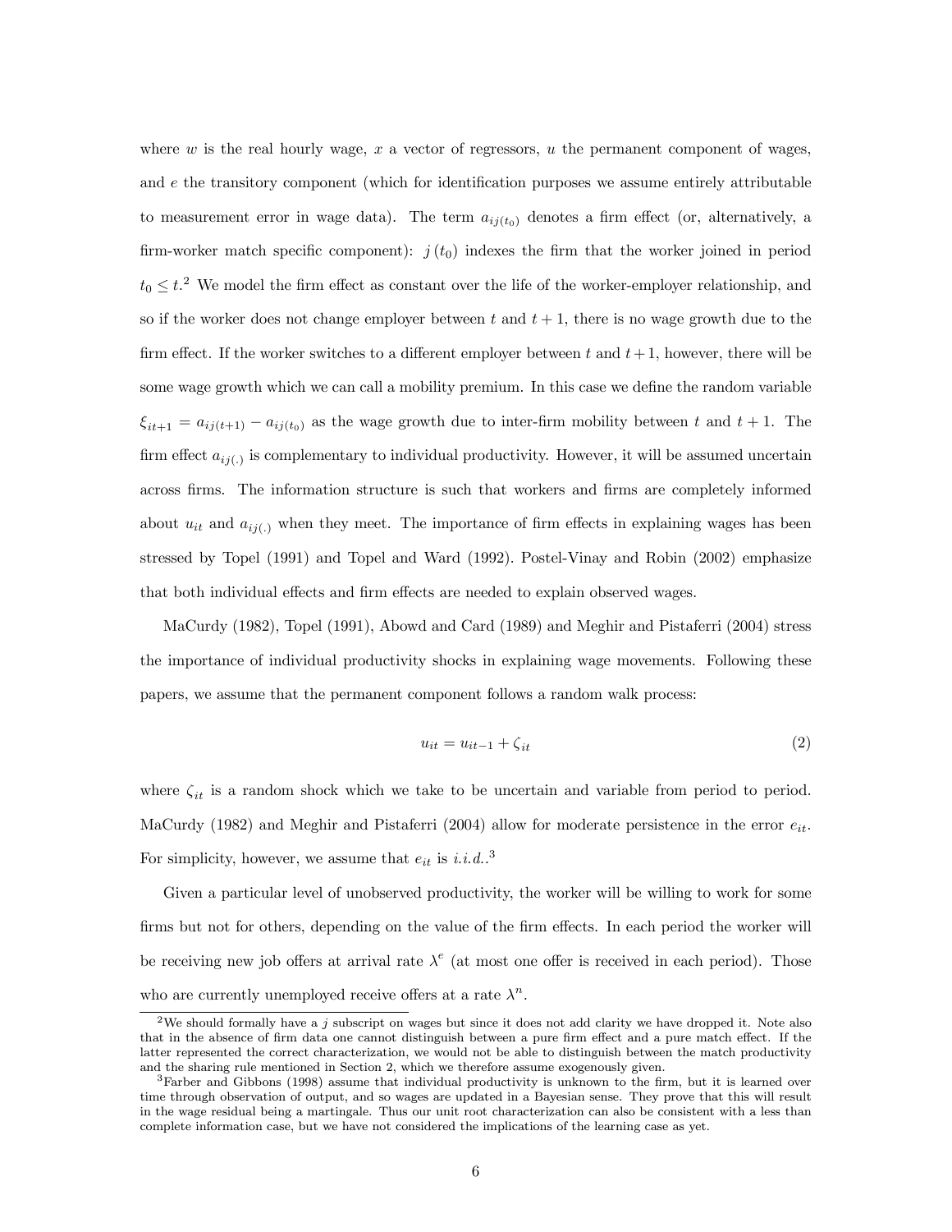where $w$ is the real hourly wage, $x$ a vector of regressors, $u$ the permanent component of wages, and $e$ the transitory component (which for identification purposes we assume entirely attributable to measurement error in wage data). The term $a_{ij(t_0)}$ denotes a firm effect (or, alternatively, a firm-worker match specific component): $j(t_0)$ indexes the firm that the worker joined in period $t_0 \leq t$.[2] We model the firm effect as constant over the life of the worker-employer relationship, and so if the worker does not change employer between $t$ and $t+1$, there is no wage growth due to the firm effect. If the worker switches to a different employer between $t$ and $t+1$, however, there will be some wage growth which we can call a mobility premium. In this case we define the random variable $\xi_{it+1} = a_{ij(t+1)} - a_{ij(t_0)}$ as the wage growth due to inter-firm mobility between $t$ and $t+1$. The firm effect $a_{ij(.)}$ is complementary to individual productivity. However, it will be assumed uncertain across firms. The information structure is such that workers and firms are completely informed about $u_{it}$ and $a_{ij(.)}$ when they meet. The importance of firm effects in explaining wages has been stressed by Topel (1991) and Topel and Ward (1992). Postel-Vinay and Robin (2002) emphasize that both individual effects and firm effects are needed to explain observed wages.

MaCurdy (1982), Topel (1991), Abowd and Card (1989) and Meghir and Pistaferri (2004) stress the importance of individual productivity shocks in explaining wage movements. Following these papers, we assume that the permanent component follows a random walk process:

$$u_{it} = u_{it-1} + \zeta_{it} \tag{2}$$

where $\zeta_{it}$ is a random shock which we take to be uncertain and variable from period to period. MaCurdy (1982) and Meghir and Pistaferri (2004) allow for moderate persistence in the error $e_{it}$. For simplicity, however, we assume that $e_{it}$ is *i.i.d.*.[3]

Given a particular level of unobserved productivity, the worker will be willing to work for some firms but not for others, depending on the value of the firm effects. In each period the worker will be receiving new job offers at arrival rate $\lambda^e$ (at most one offer is received in each period). Those who are currently unemployed receive offers at a rate $\lambda^n$.

[2] We should formally have a $j$ subscript on wages but since it does not add clarity we have dropped it. Note also that in the absence of firm data one cannot distinguish between a pure firm effect and a pure match effect. If the latter represented the correct characterization, we would not be able to distinguish between the match productivity and the sharing rule mentioned in Section 2, which we therefore assume exogenously given.

[3] Farber and Gibbons (1998) assume that individual productivity is unknown to the firm, but it is learned over time through observation of output, and so wages are updated in a Bayesian sense. They prove that this will result in the wage residual being a martingale. Thus our unit root characterization can also be consistent with a less than complete information case, but we have not considered the implications of the learning case as yet.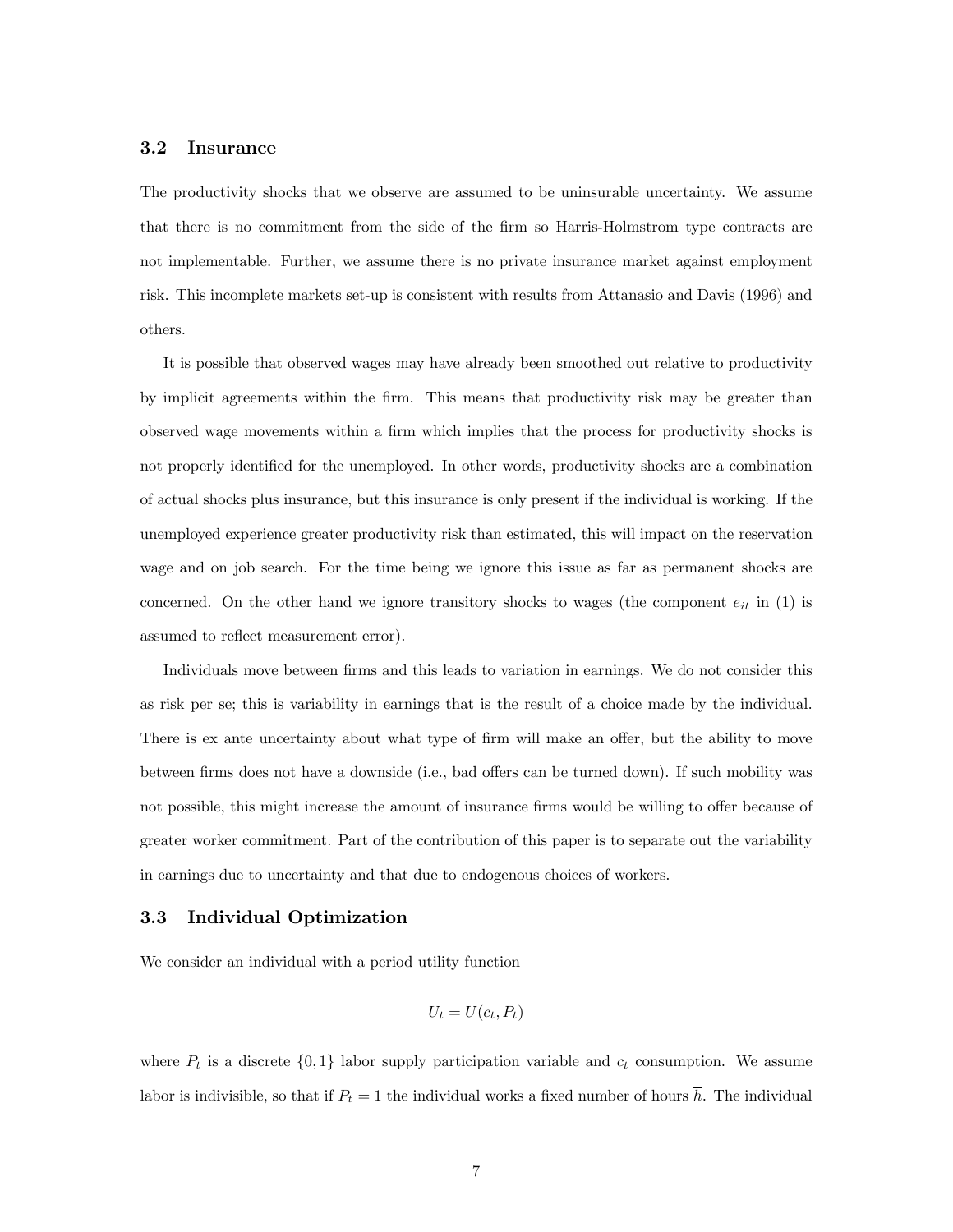### 3.2 Insurance

The productivity shocks that we observe are assumed to be uninsurable uncertainty. We assume that there is no commitment from the side of the firm so Harris-Holmstrom type contracts are not implementable. Further, we assume there is no private insurance market against employment risk. This incomplete markets set-up is consistent with results from Attanasio and Davis (1996) and others.

It is possible that observed wages may have already been smoothed out relative to productivity by implicit agreements within the firm. This means that productivity risk may be greater than observed wage movements within a firm which implies that the process for productivity shocks is not properly identified for the unemployed. In other words, productivity shocks are a combination of actual shocks plus insurance, but this insurance is only present if the individual is working. If the unemployed experience greater productivity risk than estimated, this will impact on the reservation wage and on job search. For the time being we ignore this issue as far as permanent shocks are concerned. On the other hand we ignore transitory shocks to wages (the component $e_{it}$ in (1) is assumed to reflect measurement error).

Individuals move between firms and this leads to variation in earnings. We do not consider this as risk per se; this is variability in earnings that is the result of a choice made by the individual. There is ex ante uncertainty about what type of firm will make an offer, but the ability to move between firms does not have a downside (i.e., bad offers can be turned down). If such mobility was not possible, this might increase the amount of insurance firms would be willing to offer because of greater worker commitment. Part of the contribution of this paper is to separate out the variability in earnings due to uncertainty and that due to endogenous choices of workers.

### 3.3 Individual Optimization

We consider an individual with a period utility function

$$U_t = U(c_t, P_t)$$

where $P_t$ is a discrete $\{0, 1\}$ labor supply participation variable and $c_t$ consumption. We assume labor is indivisible, so that if $P_t = 1$ the individual works a fixed number of hours $\overline{h}$. The individual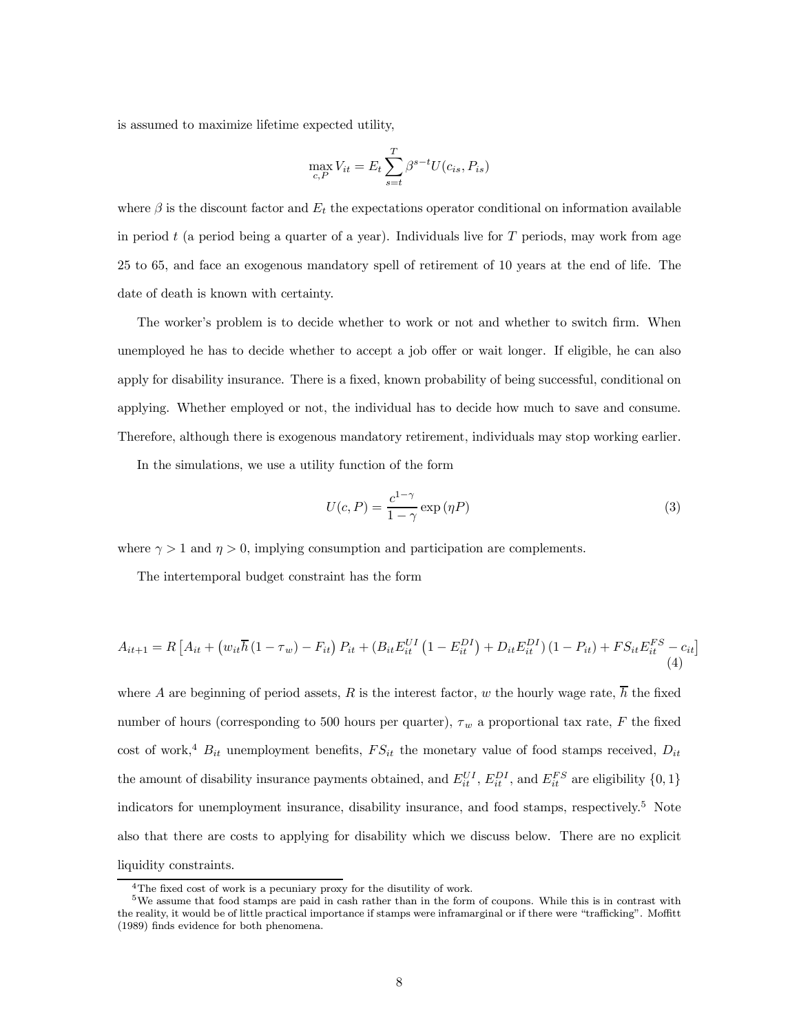is assumed to maximize lifetime expected utility,

$$\max_{c,P} V_{it} = E_t \sum_{s=t}^{T} \beta^{s-t} U(c_{is}, P_{is})$$

where $\beta$ is the discount factor and $E_t$ the expectations operator conditional on information available in period $t$ (a period being a quarter of a year). Individuals live for $T$ periods, may work from age 25 to 65, and face an exogenous mandatory spell of retirement of 10 years at the end of life. The date of death is known with certainty.

The worker's problem is to decide whether to work or not and whether to switch firm. When unemployed he has to decide whether to accept a job offer or wait longer. If eligible, he can also apply for disability insurance. There is a fixed, known probability of being successful, conditional on applying. Whether employed or not, the individual has to decide how much to save and consume. Therefore, although there is exogenous mandatory retirement, individuals may stop working earlier.

In the simulations, we use a utility function of the form

$$U(c, P) = \frac{c^{1-\gamma}}{1-\gamma} \exp(\eta P) \tag{3}$$

where $\gamma > 1$ and $\eta > 0$, implying consumption and participation are complements.

The intertemporal budget constraint has the form

$$A_{it+1} = R\left[A_{it} + \left(w_{it}\overline{h}\left(1-\tau_w\right) - F_{it}\right)P_{it} + \left(B_{it}E_{it}^{UI}\left(1-E_{it}^{DI}\right) + D_{it}E_{it}^{DI}\right)\left(1-P_{it}\right) + FS_{it}E_{it}^{FS} - c_{it}\right] \tag{4}$$

where $A$ are beginning of period assets, $R$ is the interest factor, $w$ the hourly wage rate, $\overline{h}$ the fixed number of hours (corresponding to 500 hours per quarter), $\tau_w$ a proportional tax rate, $F$ the fixed cost of work,[4] $B_{it}$ unemployment benefits, $FS_{it}$ the monetary value of food stamps received, $D_{it}$ the amount of disability insurance payments obtained, and $E_{it}^{UI}$, $E_{it}^{DI}$, and $E_{it}^{FS}$ are eligibility $\{0,1\}$ indicators for unemployment insurance, disability insurance, and food stamps, respectively.[5] Note also that there are costs to applying for disability which we discuss below. There are no explicit liquidity constraints.

[4] The fixed cost of work is a pecuniary proxy for the disutility of work.

[5] We assume that food stamps are paid in cash rather than in the form of coupons. While this is in contrast with the reality, it would be of little practical importance if stamps were inframarginal or if there were "trafficking". Moffitt (1989) finds evidence for both phenomena.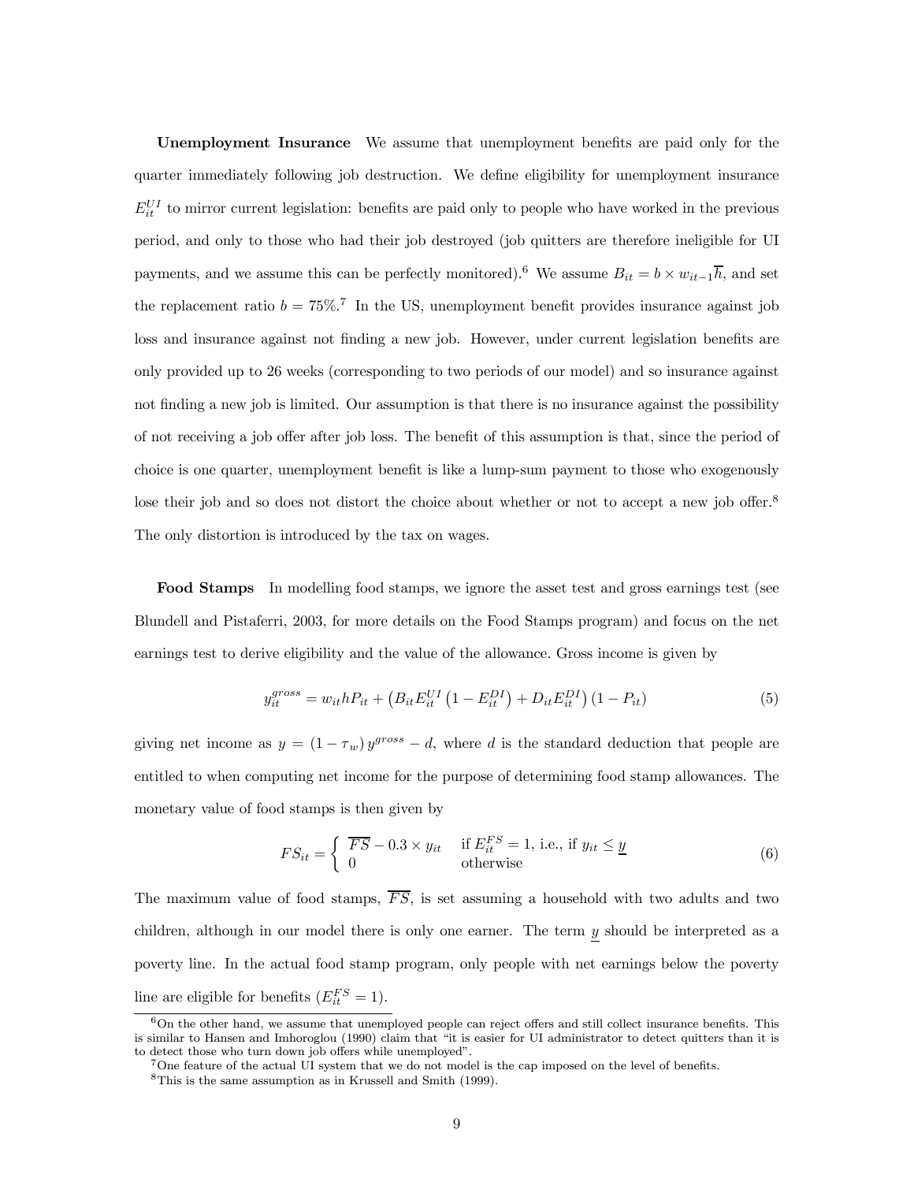**Unemployment Insurance** We assume that unemployment benefits are paid only for the quarter immediately following job destruction. We define eligibility for unemployment insurance $E_{it}^{UI}$ to mirror current legislation: benefits are paid only to people who have worked in the previous period, and only to those who had their job destroyed (job quitters are therefore ineligible for UI payments, and we assume this can be perfectly monitored).[6] We assume $B_{it} = b \times w_{it-1}\overline{h}$, and set the replacement ratio $b = 75\%$.[7] In the US, unemployment benefit provides insurance against job loss and insurance against not finding a new job. However, under current legislation benefits are only provided up to 26 weeks (corresponding to two periods of our model) and so insurance against not finding a new job is limited. Our assumption is that there is no insurance against the possibility of not receiving a job offer after job loss. The benefit of this assumption is that, since the period of choice is one quarter, unemployment benefit is like a lump-sum payment to those who exogenously lose their job and so does not distort the choice about whether or not to accept a new job offer.[8] The only distortion is introduced by the tax on wages.

**Food Stamps** In modelling food stamps, we ignore the asset test and gross earnings test (see Blundell and Pistaferri, 2003, for more details on the Food Stamps program) and focus on the net earnings test to derive eligibility and the value of the allowance. Gross income is given by

$$y_{it}^{gross} = w_{it}hP_{it} + \left(B_{it}E_{it}^{UI}\left(1 - E_{it}^{DI}\right) + D_{it}E_{it}^{DI}\right)(1 - P_{it}) \tag{5}$$

giving net income as $y = (1 - \tau_w)\, y^{gross} - d$, where $d$ is the standard deduction that people are entitled to when computing net income for the purpose of determining food stamp allowances. The monetary value of food stamps is then given by

$$FS_{it} = \begin{cases} \overline{FS} - 0.3 \times y_{it} & \text{if } E_{it}^{FS} = 1\text{, i.e., if } y_{it} \leq \underline{y} \\ 0 & \text{otherwise} \end{cases} \tag{6}$$

The maximum value of food stamps, $\overline{FS}$, is set assuming a household with two adults and two children, although in our model there is only one earner. The term $\underline{y}$ should be interpreted as a poverty line. In the actual food stamp program, only people with net earnings below the poverty line are eligible for benefits ($E_{it}^{FS} = 1$).

---

[6] On the other hand, we assume that unemployed people can reject offers and still collect insurance benefits. This is similar to Hansen and Imhoroglou (1990) claim that "it is easier for UI administrator to detect quitters than it is to detect those who turn down job offers while unemployed".

[7] One feature of the actual UI system that we do not model is the cap imposed on the level of benefits.

[8] This is the same assumption as in Krussell and Smith (1999).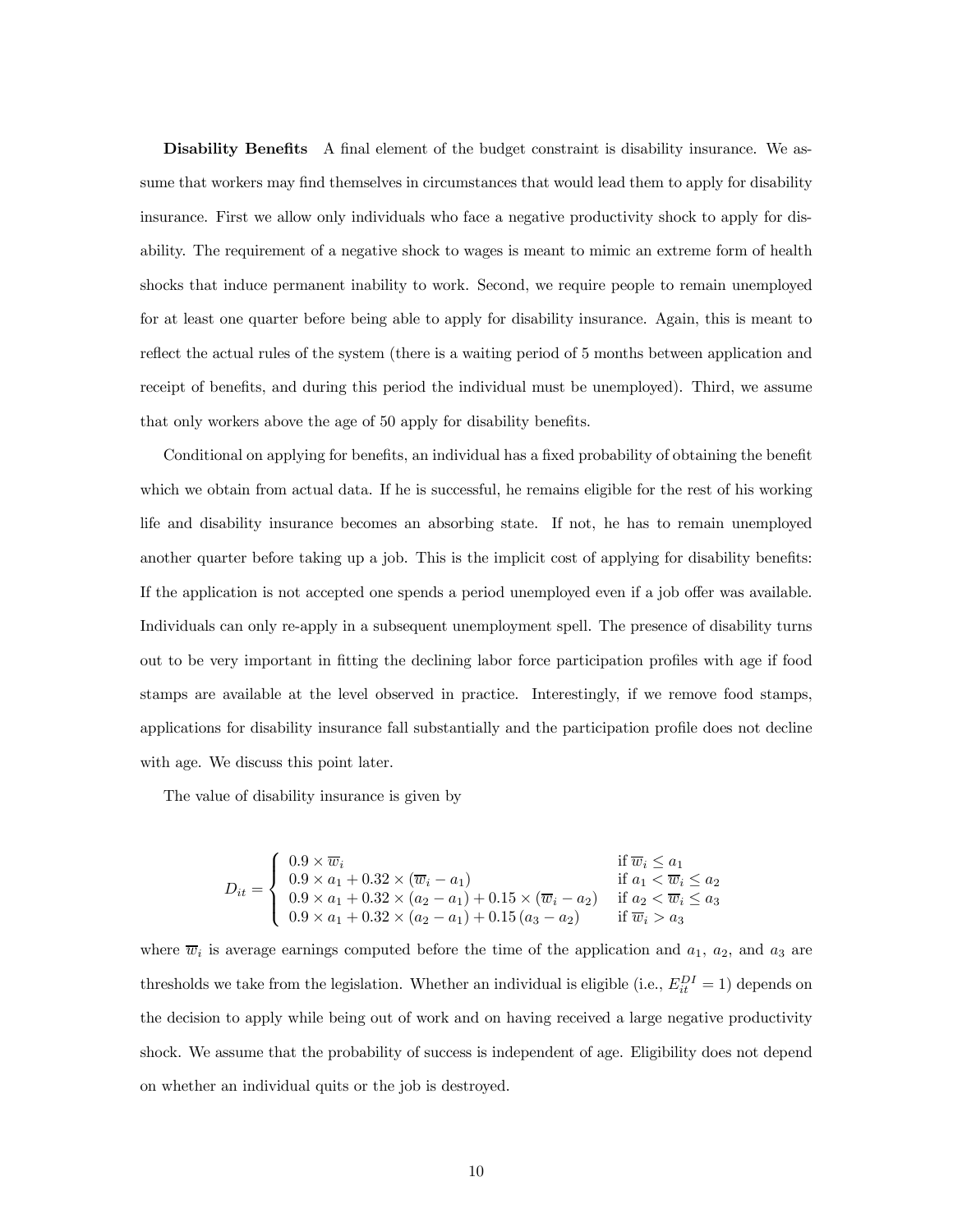**Disability Benefits** A final element of the budget constraint is disability insurance. We assume that workers may find themselves in circumstances that would lead them to apply for disability insurance. First we allow only individuals who face a negative productivity shock to apply for disability. The requirement of a negative shock to wages is meant to mimic an extreme form of health shocks that induce permanent inability to work. Second, we require people to remain unemployed for at least one quarter before being able to apply for disability insurance. Again, this is meant to reflect the actual rules of the system (there is a waiting period of 5 months between application and receipt of benefits, and during this period the individual must be unemployed). Third, we assume that only workers above the age of 50 apply for disability benefits.

Conditional on applying for benefits, an individual has a fixed probability of obtaining the benefit which we obtain from actual data. If he is successful, he remains eligible for the rest of his working life and disability insurance becomes an absorbing state. If not, he has to remain unemployed another quarter before taking up a job. This is the implicit cost of applying for disability benefits: If the application is not accepted one spends a period unemployed even if a job offer was available. Individuals can only re-apply in a subsequent unemployment spell. The presence of disability turns out to be very important in fitting the declining labor force participation profiles with age if food stamps are available at the level observed in practice. Interestingly, if we remove food stamps, applications for disability insurance fall substantially and the participation profile does not decline with age. We discuss this point later.

The value of disability insurance is given by

$$
D_{it} = \begin{cases} 0.9 \times \overline{w}_i & \text{if } \overline{w}_i \leq a_1 \\ 0.9 \times a_1 + 0.32 \times (\overline{w}_i - a_1) & \text{if } a_1 < \overline{w}_i \leq a_2 \\ 0.9 \times a_1 + 0.32 \times (a_2 - a_1) + 0.15 \times (\overline{w}_i - a_2) & \text{if } a_2 < \overline{w}_i \leq a_3 \\ 0.9 \times a_1 + 0.32 \times (a_2 - a_1) + 0.15\,(a_3 - a_2) & \text{if } \overline{w}_i > a_3 \end{cases}
$$

where $\overline{w}_i$ is average earnings computed before the time of the application and $a_1$, $a_2$, and $a_3$ are thresholds we take from the legislation. Whether an individual is eligible (i.e., $E_{it}^{DI} = 1$) depends on the decision to apply while being out of work and on having received a large negative productivity shock. We assume that the probability of success is independent of age. Eligibility does not depend on whether an individual quits or the job is destroyed.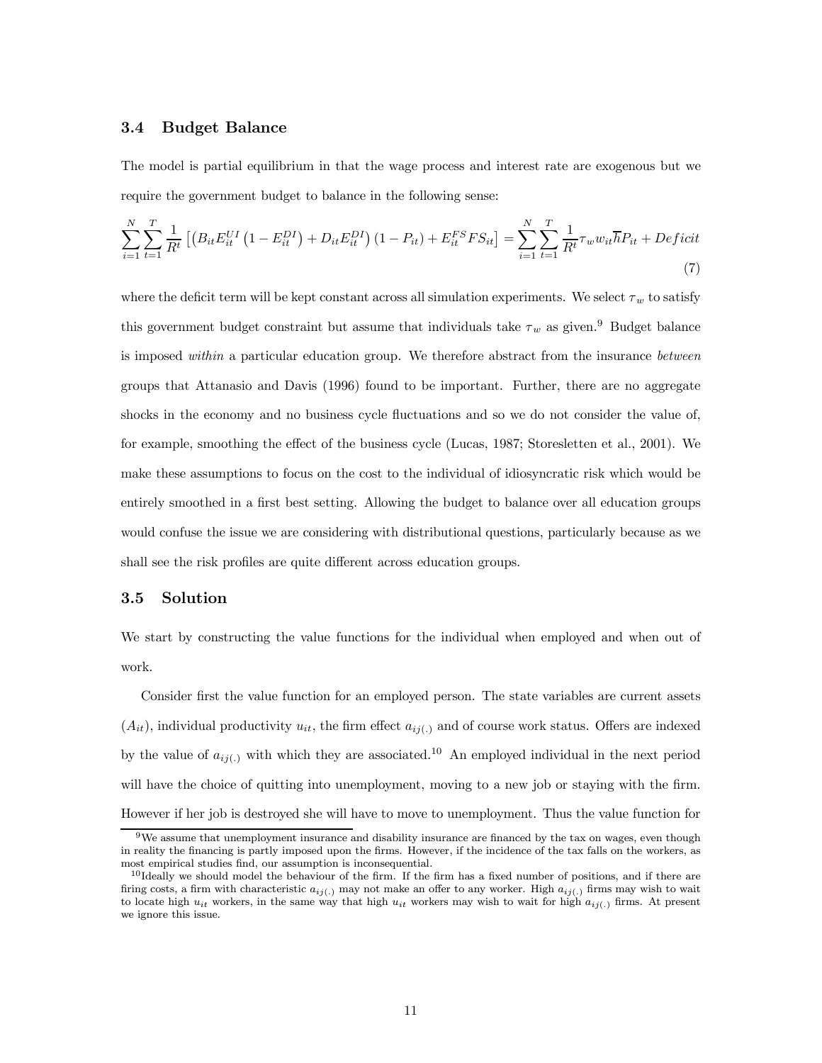### 3.4 Budget Balance

The model is partial equilibrium in that the wage process and interest rate are exogenous but we require the government budget to balance in the following sense:

$$\sum_{i=1}^{N}\sum_{t=1}^{T}\frac{1}{R^t}\left[\left(B_{it}E_{it}^{UI}\left(1-E_{it}^{DI}\right)+D_{it}E_{it}^{DI}\right)(1-P_{it})+E_{it}^{FS}FS_{it}\right]=\sum_{i=1}^{N}\sum_{t=1}^{T}\frac{1}{R^t}\tau_w w_{it}\overline{h}P_{it}+Deficit \tag{7}$$

where the deficit term will be kept constant across all simulation experiments. We select $\tau_w$ to satisfy this government budget constraint but assume that individuals take $\tau_w$ as given.[9] Budget balance is imposed *within* a particular education group. We therefore abstract from the insurance *between* groups that Attanasio and Davis (1996) found to be important. Further, there are no aggregate shocks in the economy and no business cycle fluctuations and so we do not consider the value of, for example, smoothing the effect of the business cycle (Lucas, 1987; Storesletten et al., 2001). We make these assumptions to focus on the cost to the individual of idiosyncratic risk which would be entirely smoothed in a first best setting. Allowing the budget to balance over all education groups would confuse the issue we are considering with distributional questions, particularly because as we shall see the risk profiles are quite different across education groups.

### 3.5 Solution

We start by constructing the value functions for the individual when employed and when out of work.

Consider first the value function for an employed person. The state variables are current assets ($A_{it}$), individual productivity $u_{it}$, the firm effect $a_{ij(.)}$ and of course work status. Offers are indexed by the value of $a_{ij(.)}$ with which they are associated.[10] An employed individual in the next period will have the choice of quitting into unemployment, moving to a new job or staying with the firm. However if her job is destroyed she will have to move to unemployment. Thus the value function for

[9] We assume that unemployment insurance and disability insurance are financed by the tax on wages, even though in reality the financing is partly imposed upon the firms. However, if the incidence of the tax falls on the workers, as most empirical studies find, our assumption is inconsequential.

[10] Ideally we should model the behaviour of the firm. If the firm has a fixed number of positions, and if there are firing costs, a firm with characteristic $a_{ij(.)}$ may not make an offer to any worker. High $a_{ij(.)}$ firms may wish to wait to locate high $u_{it}$ workers, in the same way that high $u_{it}$ workers may wish to wait for high $a_{ij(.)}$ firms. At present we ignore this issue.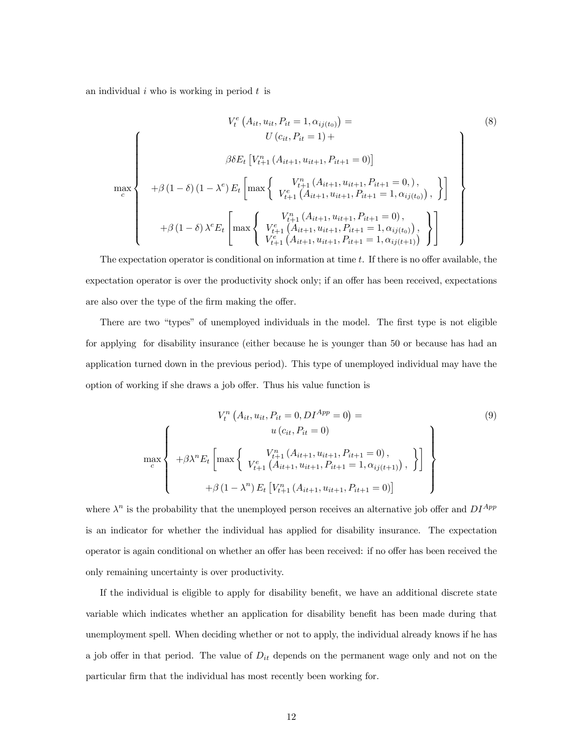an individual $i$ who is working in period $t$ is

$$
V_t^e\left(A_{it}, u_{it}, P_{it}=1, \alpha_{ij(t_0)}\right) = \tag{8}
$$

$$
\max_c \left\{ \begin{array}{c}
U\left(c_{it}, P_{it}=1\right) + \\
\beta \delta E_t\left[V_{t+1}^n\left(A_{it+1}, u_{it+1}, P_{it+1}=0\right)\right] \\
+\beta\left(1-\delta\right)\left(1-\lambda^e\right) E_t\left[\max\left\{ \begin{array}{c} V_{t+1}^n\left(A_{it+1}, u_{it+1}, P_{it+1}=0,\right), \\ V_{t+1}^e\left(A_{it+1}, u_{it+1}, P_{it+1}=1, \alpha_{ij(t_0)}\right), \end{array}\right\}\right] \\
+\beta\left(1-\delta\right)\lambda^e E_t\left[\max\left\{ \begin{array}{c} V_{t+1}^n\left(A_{it+1}, u_{it+1}, P_{it+1}=0\right), \\ V_{t+1}^e\left(A_{it+1}, u_{it+1}, P_{it+1}=1, \alpha_{ij(t_0)}\right), \\ V_{t+1}^e\left(A_{it+1}, u_{it+1}, P_{it+1}=1, \alpha_{ij(t+1)}\right) \end{array}\right\}\right]
\end{array} \right\}
$$

The expectation operator is conditional on information at time $t$. If there is no offer available, the expectation operator is over the productivity shock only; if an offer has been received, expectations are also over the type of the firm making the offer.

There are two "types" of unemployed individuals in the model. The first type is not eligible for applying for disability insurance (either because he is younger than 50 or because has had an application turned down in the previous period). This type of unemployed individual may have the option of working if she draws a job offer. Thus his value function is

$$
V_t^n\left(A_{it}, u_{it}, P_{it}=0, DI^{App}=0\right) = \tag{9}
$$

$$
\max_c \left\{ \begin{array}{c}
u\left(c_{it}, P_{it}=0\right) \\
+\beta \lambda^n E_t\left[\max\left\{ \begin{array}{c} V_{t+1}^n\left(A_{it+1}, u_{it+1}, P_{it+1}=0\right), \\ V_{t+1}^e\left(A_{it+1}, u_{it+1}, P_{it+1}=1, \alpha_{ij(t+1)}\right), \end{array}\right\}\right] \\
+\beta\left(1-\lambda^n\right) E_t\left[V_{t+1}^n\left(A_{it+1}, u_{it+1}, P_{it+1}=0\right)\right]
\end{array} \right\}
$$

where $\lambda^n$ is the probability that the unemployed person receives an alternative job offer and $DI^{App}$ is an indicator for whether the individual has applied for disability insurance. The expectation operator is again conditional on whether an offer has been received: if no offer has been received the only remaining uncertainty is over productivity.

If the individual is eligible to apply for disability benefit, we have an additional discrete state variable which indicates whether an application for disability benefit has been made during that unemployment spell. When deciding whether or not to apply, the individual already knows if he has a job offer in that period. The value of $D_{it}$ depends on the permanent wage only and not on the particular firm that the individual has most recently been working for.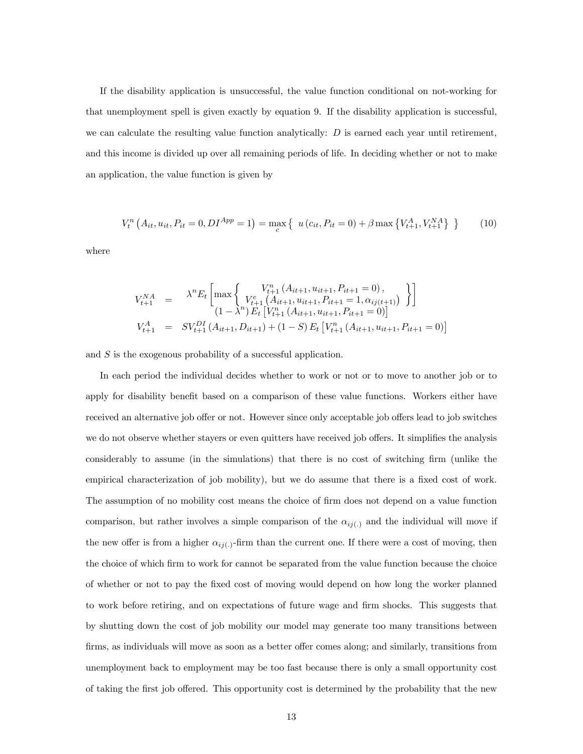If the disability application is unsuccessful, the value function conditional on not-working for that unemployment spell is given exactly by equation 9. If the disability application is successful, we can calculate the resulting value function analytically: $D$ is earned each year until retirement, and this income is divided up over all remaining periods of life. In deciding whether or not to make an application, the value function is given by

$$V_t^n\left(A_{it}, u_{it}, P_{it}=0, DI^{App}=1\right) = \max_c \left\{ \; u\left(c_{it}, P_{it}=0\right) + \beta \max\left\{V_{t+1}^A, V_{t+1}^{NA}\right\} \; \right\} \tag{10}$$

where

$$\begin{aligned}
V_{t+1}^{NA} &= \begin{array}{c} \lambda^n E_t\left[\max\left\{ \begin{array}{c} V_{t+1}^n\left(A_{it+1}, u_{it+1}, P_{it+1}=0\right), \\ V_{t+1}^e\left(A_{it+1}, u_{it+1}, P_{it+1}=1, \alpha_{ij(t+1)}\right) \end{array} \right\}\right] \\ \left(1-\lambda^n\right) E_t\left[V_{t+1}^n\left(A_{it+1}, u_{it+1}, P_{it+1}=0\right)\right] \end{array} \\
V_{t+1}^A &= S V_{t+1}^{DI}\left(A_{it+1}, D_{it+1}\right) + (1-S) E_t\left[V_{t+1}^n\left(A_{it+1}, u_{it+1}, P_{it+1}=0\right)\right]
\end{aligned}$$

and $S$ is the exogenous probability of a successful application.

In each period the individual decides whether to work or not or to move to another job or to apply for disability benefit based on a comparison of these value functions. Workers either have received an alternative job offer or not. However since only acceptable job offers lead to job switches we do not observe whether stayers or even quitters have received job offers. It simplifies the analysis considerably to assume (in the simulations) that there is no cost of switching firm (unlike the empirical characterization of job mobility), but we do assume that there is a fixed cost of work. The assumption of no mobility cost means the choice of firm does not depend on a value function comparison, but rather involves a simple comparison of the $\alpha_{ij(.)}$ and the individual will move if the new offer is from a higher $\alpha_{ij(.)}$-firm than the current one. If there were a cost of moving, then the choice of which firm to work for cannot be separated from the value function because the choice of whether or not to pay the fixed cost of moving would depend on how long the worker planned to work before retiring, and on expectations of future wage and firm shocks. This suggests that by shutting down the cost of job mobility our model may generate too many transitions between firms, as individuals will move as soon as a better offer comes along; and similarly, transitions from unemployment back to employment may be too fast because there is only a small opportunity cost of taking the first job offered. This opportunity cost is determined by the probability that the new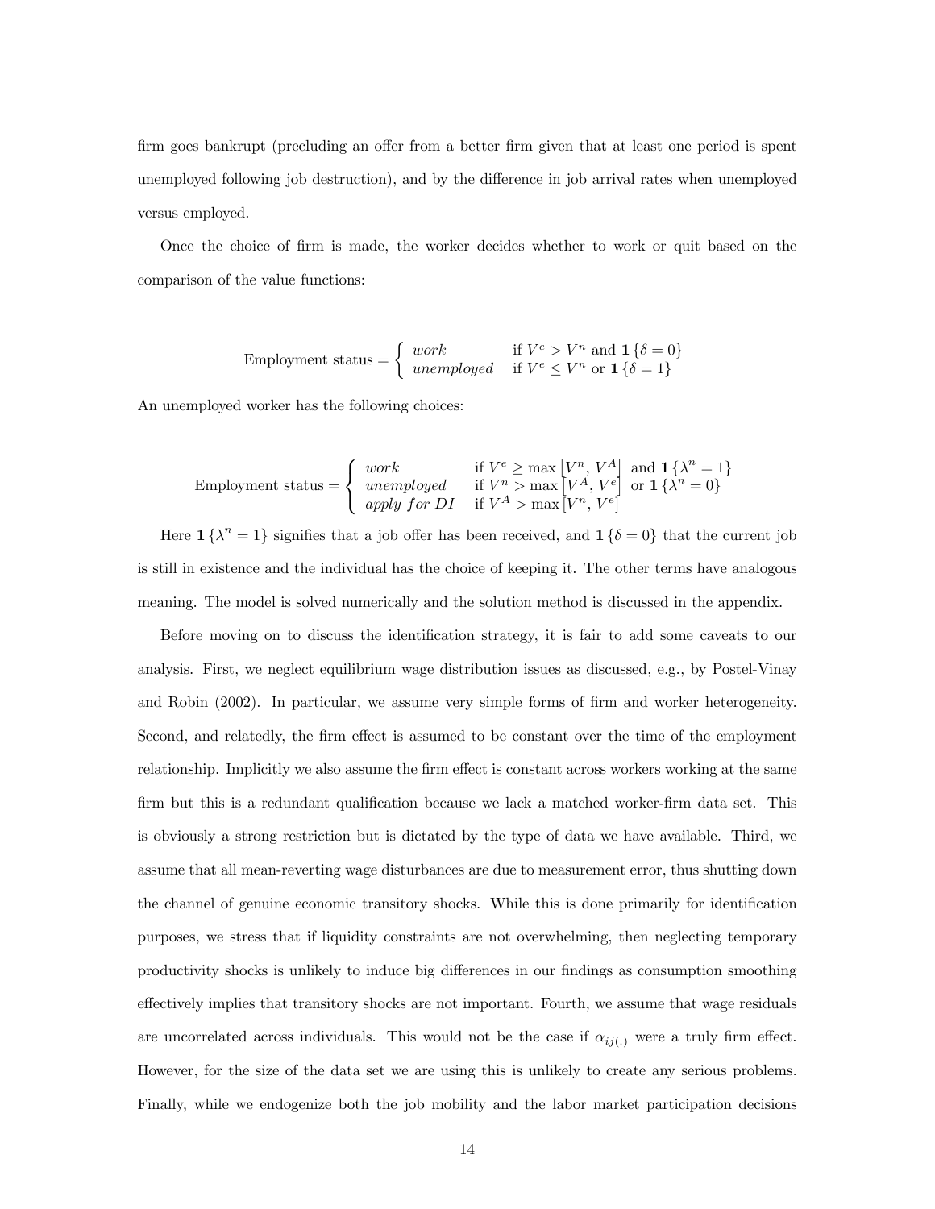firm goes bankrupt (precluding an offer from a better firm given that at least one period is spent unemployed following job destruction), and by the difference in job arrival rates when unemployed versus employed.

Once the choice of firm is made, the worker decides whether to work or quit based on the comparison of the value functions:

$$
\text{Employment status} = \begin{cases} \textit{work} & \text{if } V^e > V^n \text{ and } \mathbf{1}\{\delta = 0\} \\ \textit{unemployed} & \text{if } V^e \leq V^n \text{ or } \mathbf{1}\{\delta = 1\} \end{cases}
$$

An unemployed worker has the following choices:

$$
\text{Employment status} = \begin{cases} \textit{work} & \text{if } V^e \geq \max\left[V^n,\, V^A\right] \text{ and } \mathbf{1}\{\lambda^n = 1\} \\ \textit{unemployed} & \text{if } V^n > \max\left[V^A,\, V^e\right] \text{ or } \mathbf{1}\{\lambda^n = 0\} \\ \textit{apply for DI} & \text{if } V^A > \max\left[V^n,\, V^e\right] \end{cases}
$$

Here $\mathbf{1}\{\lambda^n = 1\}$ signifies that a job offer has been received, and $\mathbf{1}\{\delta = 0\}$ that the current job is still in existence and the individual has the choice of keeping it. The other terms have analogous meaning. The model is solved numerically and the solution method is discussed in the appendix.

Before moving on to discuss the identification strategy, it is fair to add some caveats to our analysis. First, we neglect equilibrium wage distribution issues as discussed, e.g., by Postel-Vinay and Robin (2002). In particular, we assume very simple forms of firm and worker heterogeneity. Second, and relatedly, the firm effect is assumed to be constant over the time of the employment relationship. Implicitly we also assume the firm effect is constant across workers working at the same firm but this is a redundant qualification because we lack a matched worker-firm data set. This is obviously a strong restriction but is dictated by the type of data we have available. Third, we assume that all mean-reverting wage disturbances are due to measurement error, thus shutting down the channel of genuine economic transitory shocks. While this is done primarily for identification purposes, we stress that if liquidity constraints are not overwhelming, then neglecting temporary productivity shocks is unlikely to induce big differences in our findings as consumption smoothing effectively implies that transitory shocks are not important. Fourth, we assume that wage residuals are uncorrelated across individuals. This would not be the case if $\alpha_{ij(.)}$ were a truly firm effect. However, for the size of the data set we are using this is unlikely to create any serious problems. Finally, while we endogenize both the job mobility and the labor market participation decisions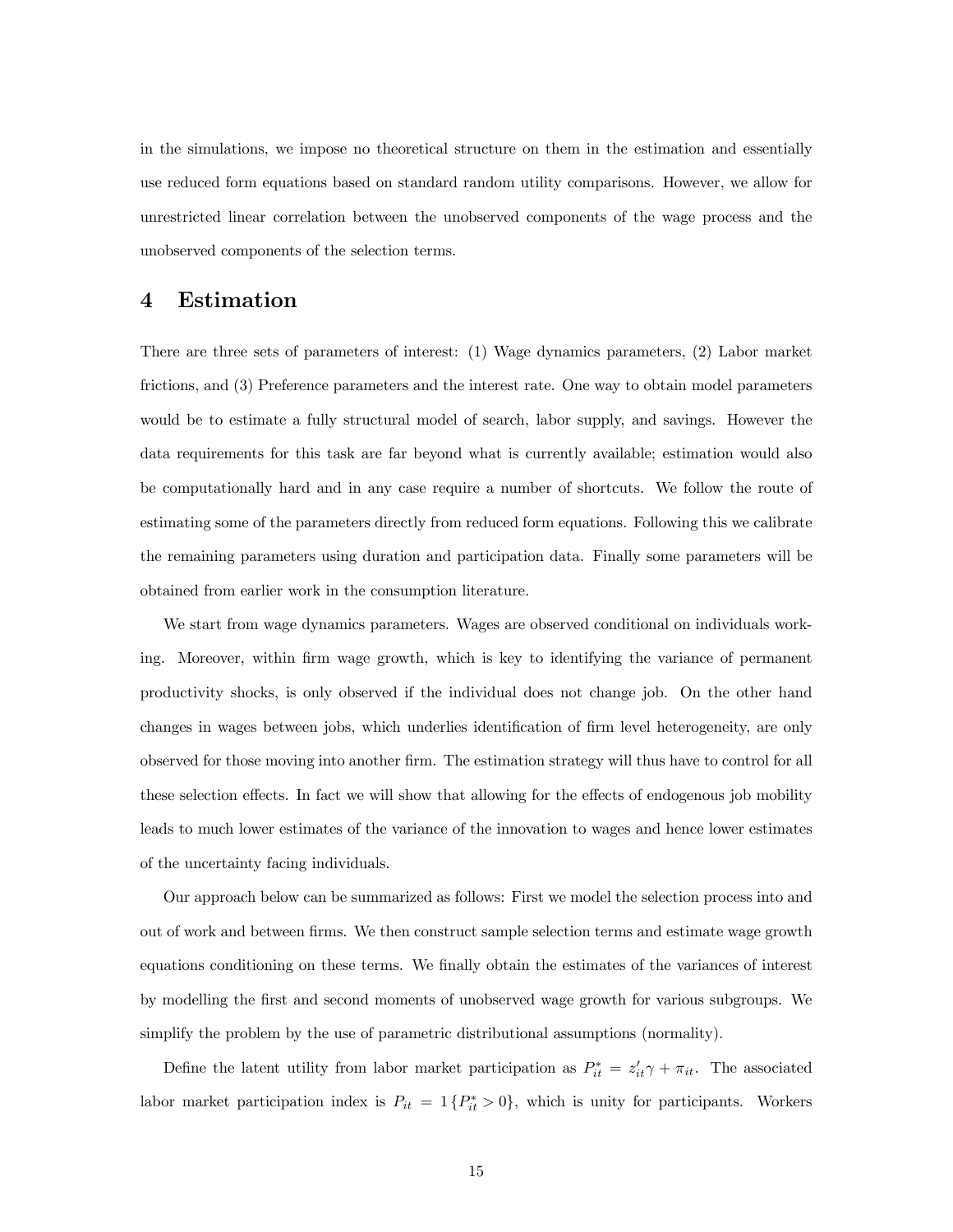in the simulations, we impose no theoretical structure on them in the estimation and essentially use reduced form equations based on standard random utility comparisons. However, we allow for unrestricted linear correlation between the unobserved components of the wage process and the unobserved components of the selection terms.

# 4 Estimation

There are three sets of parameters of interest: (1) Wage dynamics parameters, (2) Labor market frictions, and (3) Preference parameters and the interest rate. One way to obtain model parameters would be to estimate a fully structural model of search, labor supply, and savings. However the data requirements for this task are far beyond what is currently available; estimation would also be computationally hard and in any case require a number of shortcuts. We follow the route of estimating some of the parameters directly from reduced form equations. Following this we calibrate the remaining parameters using duration and participation data. Finally some parameters will be obtained from earlier work in the consumption literature.

We start from wage dynamics parameters. Wages are observed conditional on individuals working. Moreover, within firm wage growth, which is key to identifying the variance of permanent productivity shocks, is only observed if the individual does not change job. On the other hand changes in wages between jobs, which underlies identification of firm level heterogeneity, are only observed for those moving into another firm. The estimation strategy will thus have to control for all these selection effects. In fact we will show that allowing for the effects of endogenous job mobility leads to much lower estimates of the variance of the innovation to wages and hence lower estimates of the uncertainty facing individuals.

Our approach below can be summarized as follows: First we model the selection process into and out of work and between firms. We then construct sample selection terms and estimate wage growth equations conditioning on these terms. We finally obtain the estimates of the variances of interest by modelling the first and second moments of unobserved wage growth for various subgroups. We simplify the problem by the use of parametric distributional assumptions (normality).

Define the latent utility from labor market participation as $P_{it}^{*} = z_{it}'\gamma + \pi_{it}$. The associated labor market participation index is $P_{it} = 1\{P_{it}^{*} > 0\}$, which is unity for participants. Workers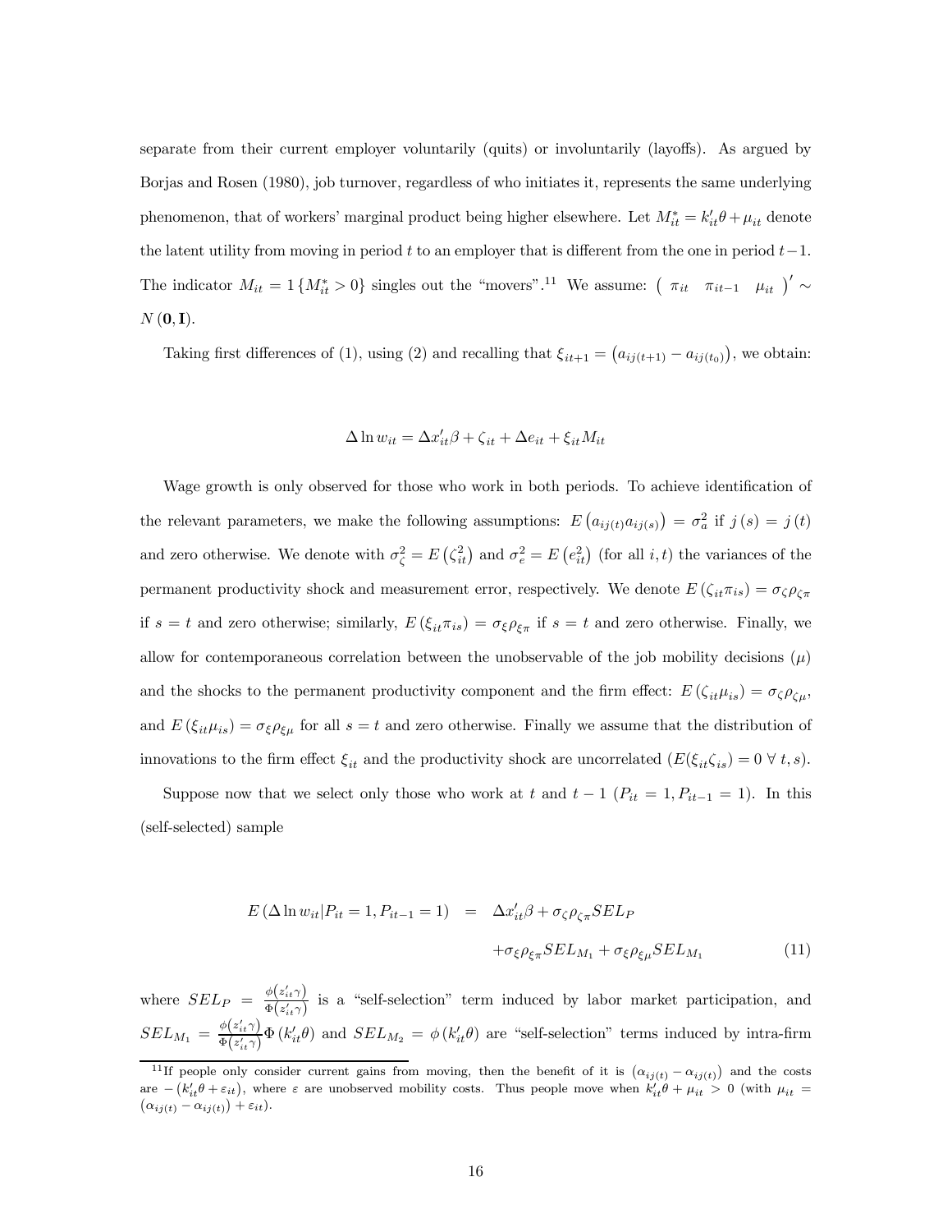separate from their current employer voluntarily (quits) or involuntarily (layoffs). As argued by Borjas and Rosen (1980), job turnover, regardless of who initiates it, represents the same underlying phenomenon, that of workers' marginal product being higher elsewhere. Let $M_{it}^{*} = k_{it}'\theta + \mu_{it}$ denote the latent utility from moving in period $t$ to an employer that is different from the one in period $t-1$. The indicator $M_{it} = 1\{M_{it}^{*} > 0\}$ singles out the "movers".[11] We assume: $\begin{pmatrix} \pi_{it} & \pi_{it-1} & \mu_{it} \end{pmatrix}' \sim N(\mathbf{0}, \mathbf{I})$.

Taking first differences of (1), using (2) and recalling that $\xi_{it+1} = \left(a_{ij(t+1)} - a_{ij(t_0)}\right)$, we obtain:

$$\Delta \ln w_{it} = \Delta x_{it}'\beta + \zeta_{it} + \Delta e_{it} + \xi_{it} M_{it}$$

Wage growth is only observed for those who work in both periods. To achieve identification of the relevant parameters, we make the following assumptions: $E\left(a_{ij(t)} a_{ij(s)}\right) = \sigma_a^2$ if $j(s) = j(t)$ and zero otherwise. We denote with $\sigma_\zeta^2 = E\left(\zeta_{it}^2\right)$ and $\sigma_e^2 = E\left(e_{it}^2\right)$ (for all $i, t$) the variances of the permanent productivity shock and measurement error, respectively. We denote $E\left(\zeta_{it}\pi_{is}\right) = \sigma_\zeta \rho_{\zeta\pi}$ if $s = t$ and zero otherwise; similarly, $E\left(\xi_{it}\pi_{is}\right) = \sigma_\xi \rho_{\xi\pi}$ if $s = t$ and zero otherwise. Finally, we allow for contemporaneous correlation between the unobservable of the job mobility decisions ($\mu$) and the shocks to the permanent productivity component and the firm effect: $E\left(\zeta_{it}\mu_{is}\right) = \sigma_\zeta \rho_{\zeta\mu}$, and $E\left(\xi_{it}\mu_{is}\right) = \sigma_\xi \rho_{\xi\mu}$ for all $s = t$ and zero otherwise. Finally we assume that the distribution of innovations to the firm effect $\xi_{it}$ and the productivity shock are uncorrelated ($E(\xi_{it}\zeta_{is}) = 0 \;\forall\; t, s$).

Suppose now that we select only those who work at $t$ and $t-1$ ($P_{it} = 1, P_{it-1} = 1$). In this (self-selected) sample

$$\begin{aligned} E\left(\Delta \ln w_{it} | P_{it} = 1, P_{it-1} = 1\right) &= \Delta x_{it}'\beta + \sigma_\zeta \rho_{\zeta\pi} SEL_P \\ &\quad + \sigma_\xi \rho_{\xi\pi} SEL_{M_1} + \sigma_\xi \rho_{\xi\mu} SEL_{M_1} \end{aligned} \tag{11}$$

where $SEL_P = \frac{\phi\left(z_{it}'\gamma\right)}{\Phi\left(z_{it}'\gamma\right)}$ is a "self-selection" term induced by labor market participation, and $SEL_{M_1} = \frac{\phi\left(z_{it}'\gamma\right)}{\Phi\left(z_{it}'\gamma\right)} \Phi\left(k_{it}'\theta\right)$ and $SEL_{M_2} = \phi\left(k_{it}'\theta\right)$ are "self-selection" terms induced by intra-firm

[11] If people only consider current gains from moving, then the benefit of it is $\left(\alpha_{ij(t)} - \alpha_{ij(t)}\right)$ and the costs are $-\left(k_{it}'\theta + \varepsilon_{it}\right)$, where $\varepsilon$ are unobserved mobility costs. Thus people move when $k_{it}'\theta + \mu_{it} > 0$ (with $\mu_{it} = \left(\alpha_{ij(t)} - \alpha_{ij(t)}\right) + \varepsilon_{it}$).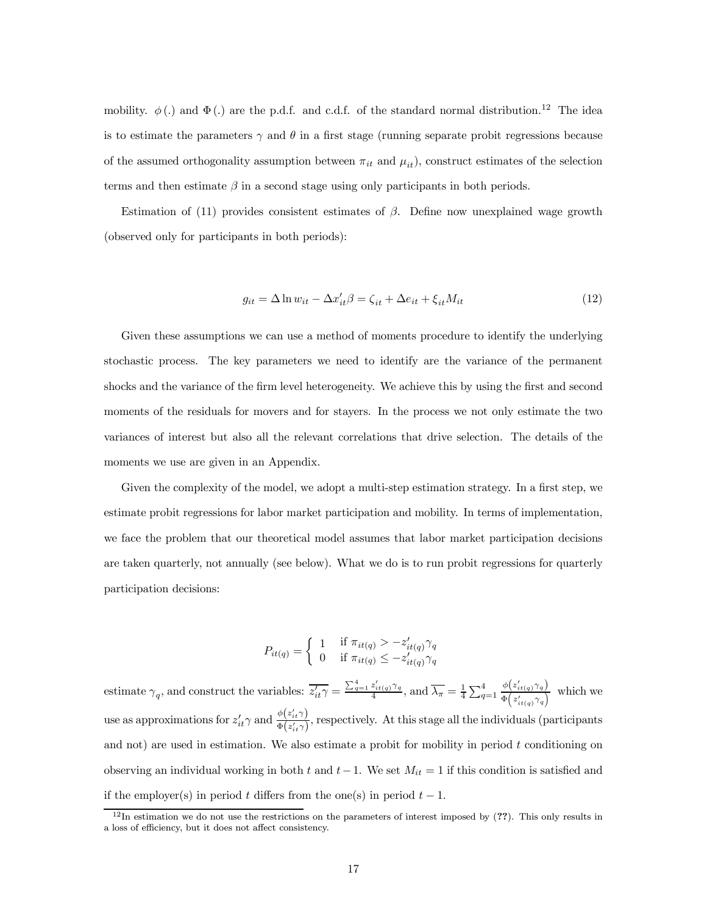mobility. $\phi(.)$ and $\Phi(.)$ are the p.d.f. and c.d.f. of the standard normal distribution.[12] The idea is to estimate the parameters $\gamma$ and $\theta$ in a first stage (running separate probit regressions because of the assumed orthogonality assumption between $\pi_{it}$ and $\mu_{it}$), construct estimates of the selection terms and then estimate $\beta$ in a second stage using only participants in both periods.

Estimation of (11) provides consistent estimates of $\beta$. Define now unexplained wage growth (observed only for participants in both periods):

$$g_{it} = \Delta \ln w_{it} - \Delta x_{it}'\beta = \zeta_{it} + \Delta e_{it} + \xi_{it} M_{it} \tag{12}$$

Given these assumptions we can use a method of moments procedure to identify the underlying stochastic process. The key parameters we need to identify are the variance of the permanent shocks and the variance of the firm level heterogeneity. We achieve this by using the first and second moments of the residuals for movers and for stayers. In the process we not only estimate the two variances of interest but also all the relevant correlations that drive selection. The details of the moments we use are given in an Appendix.

Given the complexity of the model, we adopt a multi-step estimation strategy. In a first step, we estimate probit regressions for labor market participation and mobility. In terms of implementation, we face the problem that our theoretical model assumes that labor market participation decisions are taken quarterly, not annually (see below). What we do is to run probit regressions for quarterly participation decisions:

$$P_{it(q)} = \begin{cases} 1 & \text{if } \pi_{it(q)} > -z_{it(q)}'\gamma_q \\ 0 & \text{if } \pi_{it(q)} \leq -z_{it(q)}'\gamma_q \end{cases}$$

estimate $\gamma_q$, and construct the variables: $\overline{z_{it}'\gamma} = \frac{\sum_{q=1}^{4} z_{it(q)}'\gamma_q}{4}$, and $\overline{\lambda_\pi} = \frac{1}{4}\sum_{q=1}^{4} \frac{\phi\left(z_{it(q)}'\gamma_q\right)}{\Phi\left(z_{it(q)}'\gamma_q\right)}$ which we use as approximations for $z_{it}'\gamma$ and $\frac{\phi\left(z_{it}'\gamma\right)}{\Phi\left(z_{it}'\gamma\right)}$, respectively. At this stage all the individuals (participants and not) are used in estimation. We also estimate a probit for mobility in period $t$ conditioning on observing an individual working in both $t$ and $t-1$. We set $M_{it} = 1$ if this condition is satisfied and if the employer(s) in period $t$ differs from the one(s) in period $t-1$.

[12] In estimation we do not use the restrictions on the parameters of interest imposed by (**??**). This only results in a loss of efficiency, but it does not affect consistency.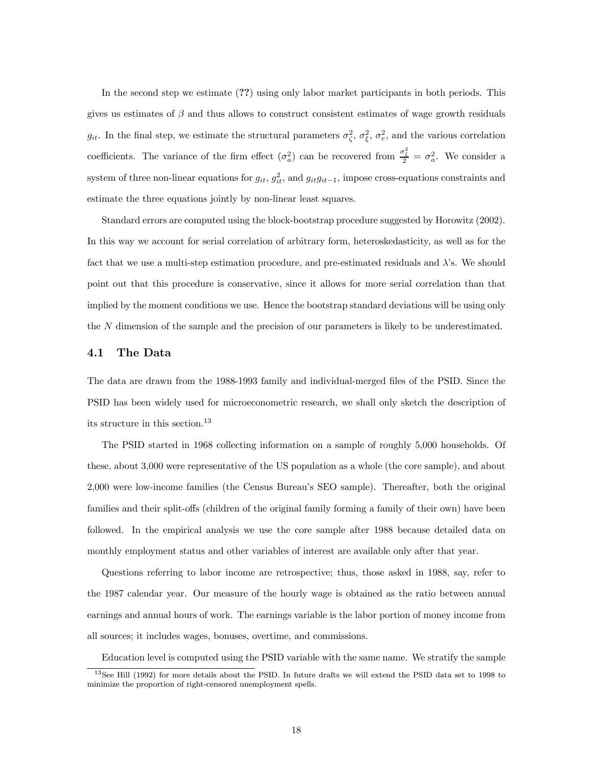In the second step we estimate (**??**) using only labor market participants in both periods. This gives us estimates of $\beta$ and thus allows to construct consistent estimates of wage growth residuals $g_{it}$. In the final step, we estimate the structural parameters $\sigma_\zeta^2$, $\sigma_\xi^2$, $\sigma_e^2$, and the various correlation coefficients. The variance of the firm effect ($\sigma_a^2$) can be recovered from $\frac{\sigma_\xi^2}{2} = \sigma_a^2$. We consider a system of three non-linear equations for $g_{it}$, $g_{it}^2$, and $g_{it}g_{it-1}$, impose cross-equations constraints and estimate the three equations jointly by non-linear least squares.

Standard errors are computed using the block-bootstrap procedure suggested by Horowitz (2002). In this way we account for serial correlation of arbitrary form, heteroskedasticity, as well as for the fact that we use a multi-step estimation procedure, and pre-estimated residuals and $\lambda$'s. We should point out that this procedure is conservative, since it allows for more serial correlation than that implied by the moment conditions we use. Hence the bootstrap standard deviations will be using only the $N$ dimension of the sample and the precision of our parameters is likely to be underestimated.

### 4.1 The Data

The data are drawn from the 1988-1993 family and individual-merged files of the PSID. Since the PSID has been widely used for microeconometric research, we shall only sketch the description of its structure in this section.[13]

The PSID started in 1968 collecting information on a sample of roughly 5,000 households. Of these, about 3,000 were representative of the US population as a whole (the core sample), and about 2,000 were low-income families (the Census Bureau's SEO sample). Thereafter, both the original families and their split-offs (children of the original family forming a family of their own) have been followed. In the empirical analysis we use the core sample after 1988 because detailed data on monthly employment status and other variables of interest are available only after that year.

Questions referring to labor income are retrospective; thus, those asked in 1988, say, refer to the 1987 calendar year. Our measure of the hourly wage is obtained as the ratio between annual earnings and annual hours of work. The earnings variable is the labor portion of money income from all sources; it includes wages, bonuses, overtime, and commissions.

Education level is computed using the PSID variable with the same name. We stratify the sample

[13] See Hill (1992) for more details about the PSID. In future drafts we will extend the PSID data set to 1998 to minimize the proportion of right-censored unemployment spells.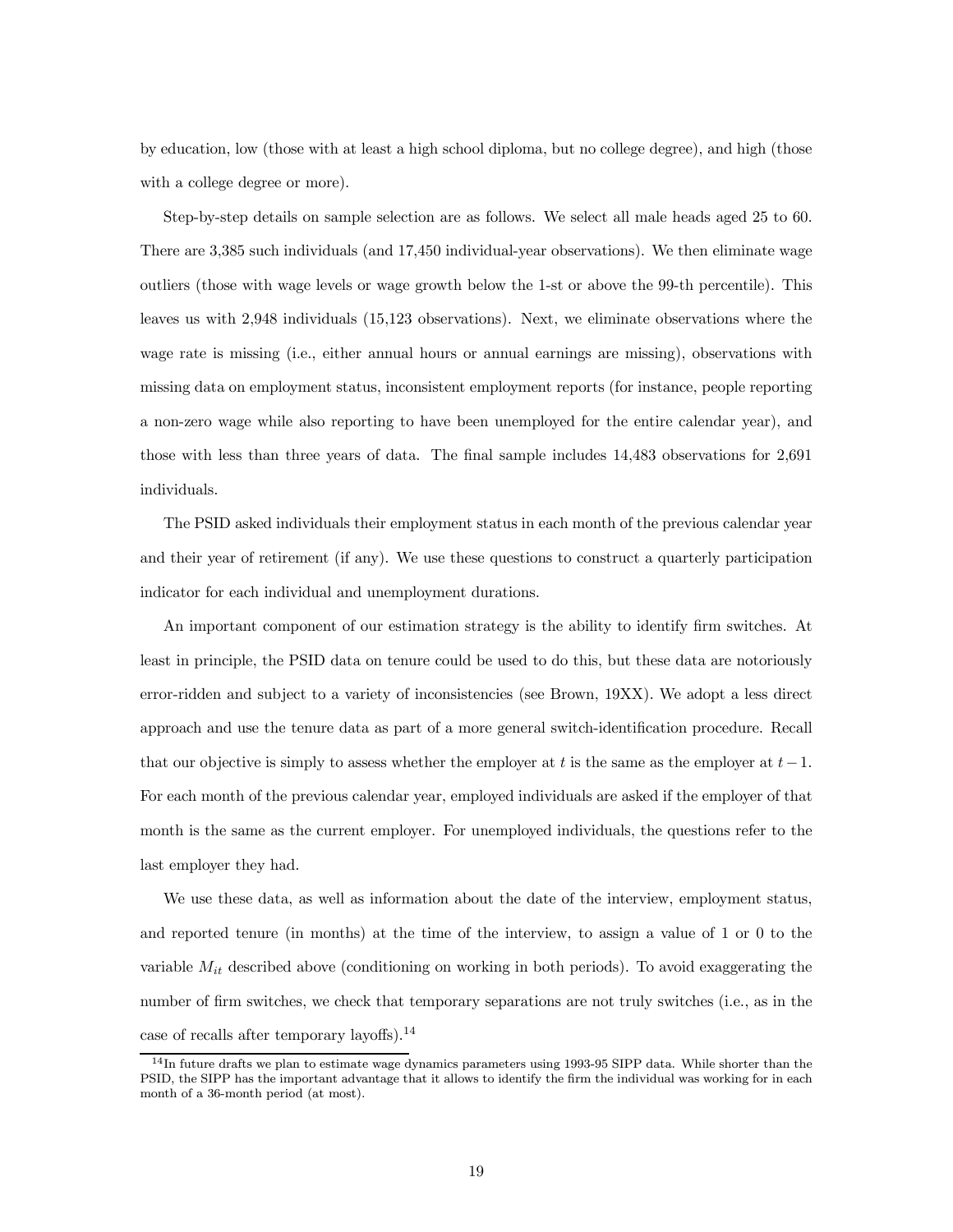by education, low (those with at least a high school diploma, but no college degree), and high (those with a college degree or more).

Step-by-step details on sample selection are as follows. We select all male heads aged 25 to 60. There are 3,385 such individuals (and 17,450 individual-year observations). We then eliminate wage outliers (those with wage levels or wage growth below the 1-st or above the 99-th percentile). This leaves us with 2,948 individuals (15,123 observations). Next, we eliminate observations where the wage rate is missing (i.e., either annual hours or annual earnings are missing), observations with missing data on employment status, inconsistent employment reports (for instance, people reporting a non-zero wage while also reporting to have been unemployed for the entire calendar year), and those with less than three years of data. The final sample includes 14,483 observations for 2,691 individuals.

The PSID asked individuals their employment status in each month of the previous calendar year and their year of retirement (if any). We use these questions to construct a quarterly participation indicator for each individual and unemployment durations.

An important component of our estimation strategy is the ability to identify firm switches. At least in principle, the PSID data on tenure could be used to do this, but these data are notoriously error-ridden and subject to a variety of inconsistencies (see Brown, 19XX). We adopt a less direct approach and use the tenure data as part of a more general switch-identification procedure. Recall that our objective is simply to assess whether the employer at $t$ is the same as the employer at $t-1$. For each month of the previous calendar year, employed individuals are asked if the employer of that month is the same as the current employer. For unemployed individuals, the questions refer to the last employer they had.

We use these data, as well as information about the date of the interview, employment status, and reported tenure (in months) at the time of the interview, to assign a value of 1 or 0 to the variable $M_{it}$ described above (conditioning on working in both periods). To avoid exaggerating the number of firm switches, we check that temporary separations are not truly switches (i.e., as in the case of recalls after temporary layoffs).[14]

[14] In future drafts we plan to estimate wage dynamics parameters using 1993-95 SIPP data. While shorter than the PSID, the SIPP has the important advantage that it allows to identify the firm the individual was working for in each month of a 36-month period (at most).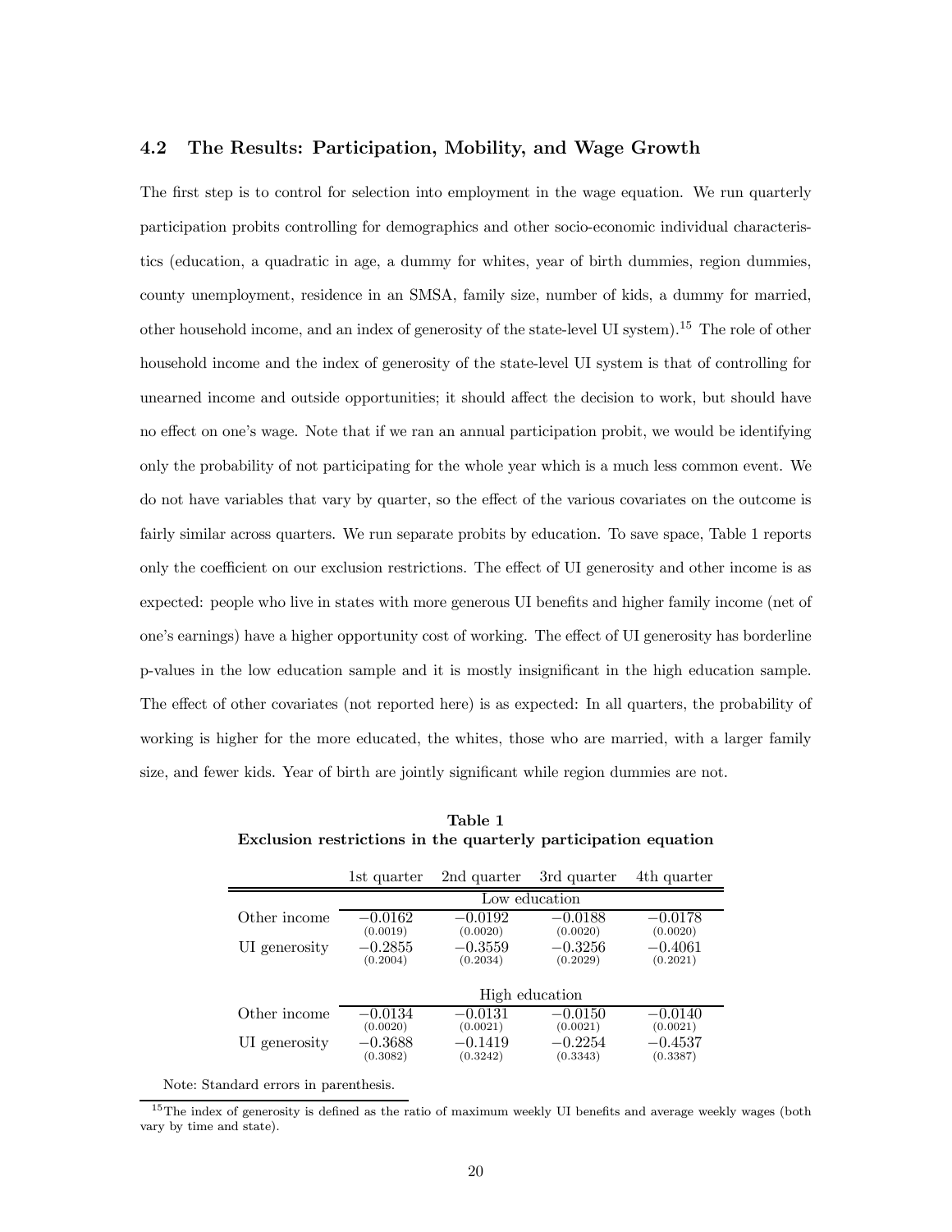### 4.2 The Results: Participation, Mobility, and Wage Growth

The first step is to control for selection into employment in the wage equation. We run quarterly participation probits controlling for demographics and other socio-economic individual characteristics (education, a quadratic in age, a dummy for whites, year of birth dummies, region dummies, county unemployment, residence in an SMSA, family size, number of kids, a dummy for married, other household income, and an index of generosity of the state-level UI system).[15] The role of other household income and the index of generosity of the state-level UI system is that of controlling for unearned income and outside opportunities; it should affect the decision to work, but should have no effect on one's wage. Note that if we ran an annual participation probit, we would be identifying only the probability of not participating for the whole year which is a much less common event. We do not have variables that vary by quarter, so the effect of the various covariates on the outcome is fairly similar across quarters. We run separate probits by education. To save space, Table 1 reports only the coefficient on our exclusion restrictions. The effect of UI generosity and other income is as expected: people who live in states with more generous UI benefits and higher family income (net of one's earnings) have a higher opportunity cost of working. The effect of UI generosity has borderline p-values in the low education sample and it is mostly insignificant in the high education sample. The effect of other covariates (not reported here) is as expected: In all quarters, the probability of working is higher for the more educated, the whites, those who are married, with a larger family size, and fewer kids. Year of birth are jointly significant while region dummies are not.

**Table 1**
**Exclusion restrictions in the quarterly participation equation**

| | 1st quarter | 2nd quarter | 3rd quarter | 4th quarter |
|---|---|---|---|---|
| | Low education | | | |
| Other income | −0.0162 | −0.0192 | −0.0188 | −0.0178 |
| | (0.0019) | (0.0020) | (0.0020) | (0.0020) |
| UI generosity | −0.2855 | −0.3559 | −0.3256 | −0.4061 |
| | (0.2004) | (0.2034) | (0.2029) | (0.2021) |
| | High education | | | |
| Other income | −0.0134 | −0.0131 | −0.0150 | −0.0140 |
| | (0.0020) | (0.0021) | (0.0021) | (0.0021) |
| UI generosity | −0.3688 | −0.1419 | −0.2254 | −0.4537 |
| | (0.3082) | (0.3242) | (0.3343) | (0.3387) |

Note: Standard errors in parenthesis.

[15] The index of generosity is defined as the ratio of maximum weekly UI benefits and average weekly wages (both vary by time and state).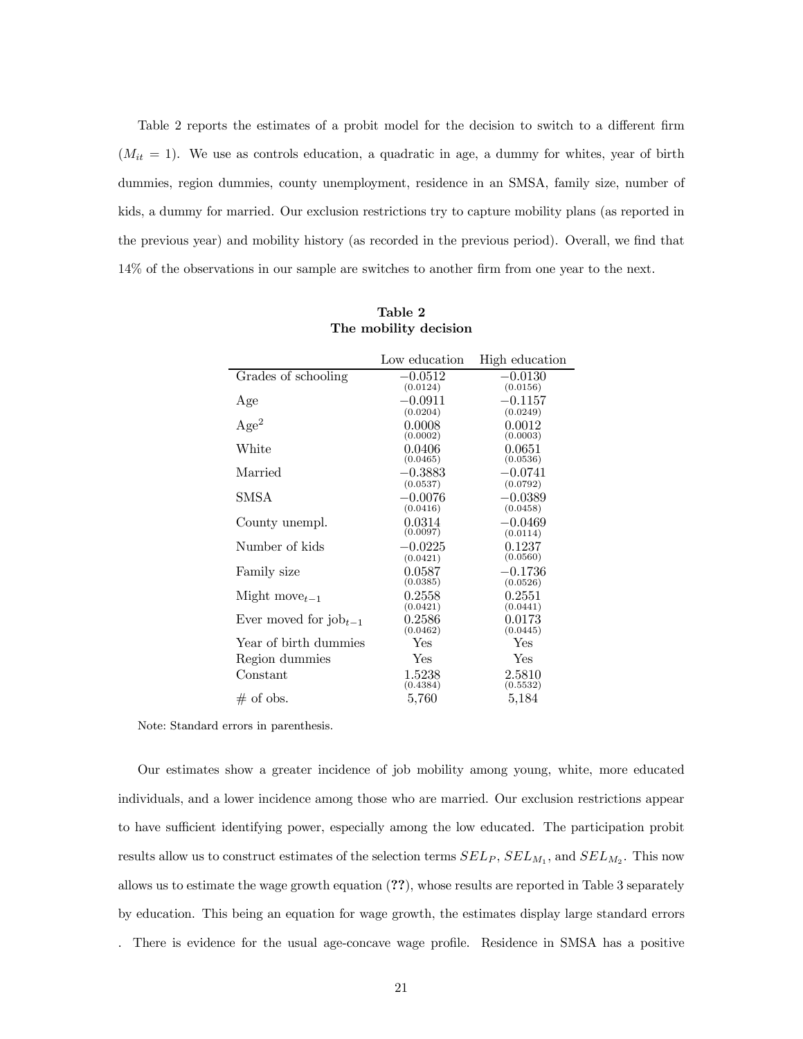Table 2 reports the estimates of a probit model for the decision to switch to a different firm ($M_{it} = 1$). We use as controls education, a quadratic in age, a dummy for whites, year of birth dummies, region dummies, county unemployment, residence in an SMSA, family size, number of kids, a dummy for married. Our exclusion restrictions try to capture mobility plans (as reported in the previous year) and mobility history (as recorded in the previous period). Overall, we find that 14% of the observations in our sample are switches to another firm from one year to the next.

**Table 2**
**The mobility decision**

| | Low education | High education |
|---|---|---|
| Grades of schooling | −0.0512 (0.0124) | −0.0130 (0.0156) |
| Age | −0.0911 (0.0204) | −0.1157 (0.0249) |
| Age$^2$ | 0.0008 (0.0002) | 0.0012 (0.0003) |
| White | 0.0406 (0.0465) | 0.0651 (0.0536) |
| Married | −0.3883 (0.0537) | −0.0741 (0.0792) |
| SMSA | −0.0076 (0.0416) | −0.0389 (0.0458) |
| County unempl. | 0.0314 (0.0097) | −0.0469 (0.0114) |
| Number of kids | −0.0225 (0.0421) | 0.1237 (0.0560) |
| Family size | 0.0587 (0.0385) | −0.1736 (0.0526) |
| Might move$_{t-1}$ | 0.2558 (0.0421) | 0.2551 (0.0441) |
| Ever moved for job$_{t-1}$ | 0.2586 (0.0462) | 0.0173 (0.0445) |
| Year of birth dummies | Yes | Yes |
| Region dummies | Yes | Yes |
| Constant | 1.5238 (0.4384) | 2.5810 (0.5532) |
| # of obs. | 5,760 | 5,184 |

Note: Standard errors in parenthesis.

Our estimates show a greater incidence of job mobility among young, white, more educated individuals, and a lower incidence among those who are married. Our exclusion restrictions appear to have sufficient identifying power, especially among the low educated. The participation probit results allow us to construct estimates of the selection terms $SEL_P$, $SEL_{M_1}$, and $SEL_{M_2}$. This now allows us to estimate the wage growth equation (**??**), whose results are reported in Table 3 separately by education. This being an equation for wage growth, the estimates display large standard errors . There is evidence for the usual age-concave wage profile. Residence in SMSA has a positive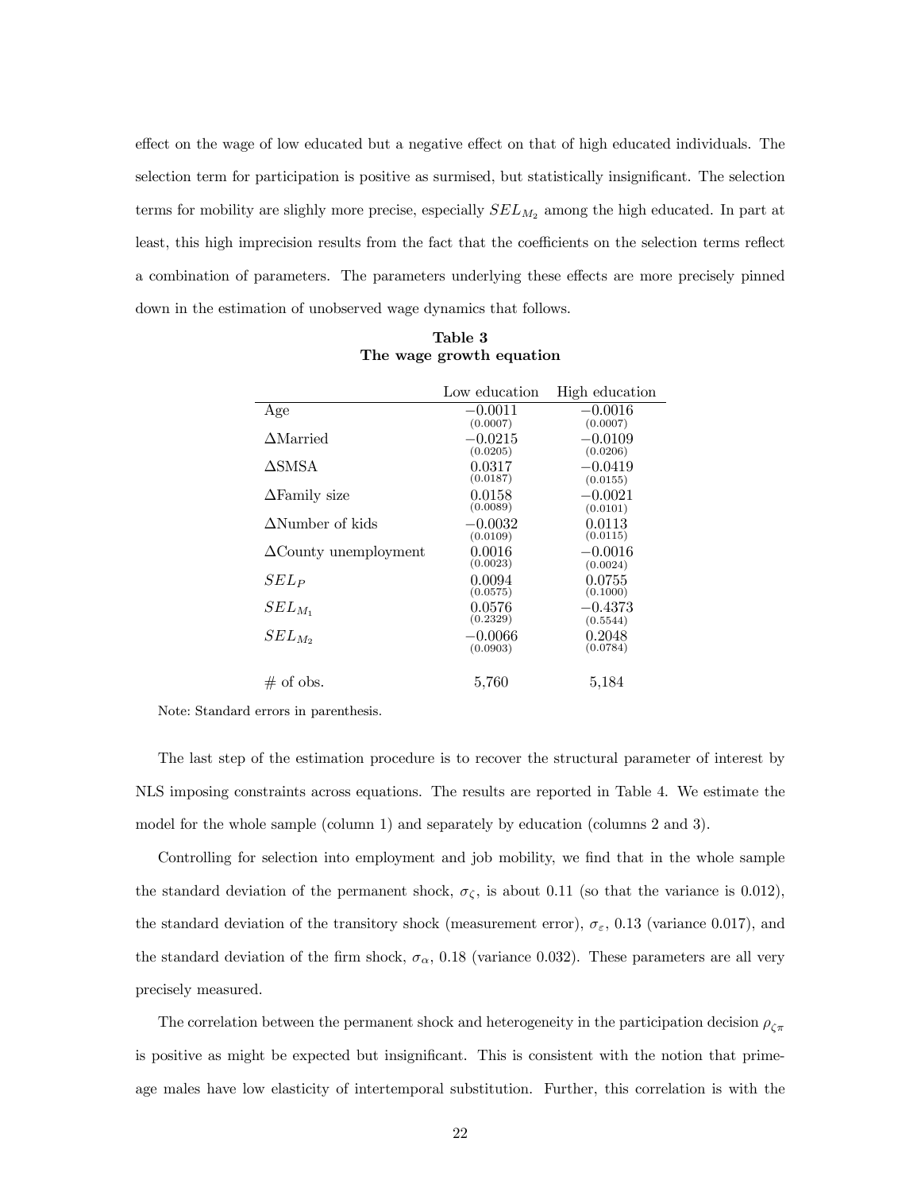effect on the wage of low educated but a negative effect on that of high educated individuals. The selection term for participation is positive as surmised, but statistically insignificant. The selection terms for mobility are slighly more precise, especially $SEL_{M_2}$ among the high educated. In part at least, this high imprecision results from the fact that the coefficients on the selection terms reflect a combination of parameters. The parameters underlying these effects are more precisely pinned down in the estimation of unobserved wage dynamics that follows.

**Table 3**
**The wage growth equation**

| | Low education | High education |
|---|---|---|
| Age | $-0.0011$ (0.0007) | $-0.0016$ (0.0007) |
| $\Delta$Married | $-0.0215$ (0.0205) | $-0.0109$ (0.0206) |
| $\Delta$SMSA | 0.0317 (0.0187) | $-0.0419$ (0.0155) |
| $\Delta$Family size | 0.0158 (0.0089) | $-0.0021$ (0.0101) |
| $\Delta$Number of kids | $-0.0032$ (0.0109) | 0.0113 (0.0115) |
| $\Delta$County unemployment | 0.0016 (0.0023) | $-0.0016$ (0.0024) |
| $SEL_P$ | 0.0094 (0.0575) | 0.0755 (0.1000) |
| $SEL_{M_1}$ | 0.0576 (0.2329) | $-0.4373$ (0.5544) |
| $SEL_{M_2}$ | $-0.0066$ (0.0903) | 0.2048 (0.0784) |
| # of obs. | 5,760 | 5,184 |

Note: Standard errors in parenthesis.

The last step of the estimation procedure is to recover the structural parameter of interest by NLS imposing constraints across equations. The results are reported in Table 4. We estimate the model for the whole sample (column 1) and separately by education (columns 2 and 3).

Controlling for selection into employment and job mobility, we find that in the whole sample the standard deviation of the permanent shock, $\sigma_\zeta$, is about 0.11 (so that the variance is 0.012), the standard deviation of the transitory shock (measurement error), $\sigma_\varepsilon$, 0.13 (variance 0.017), and the standard deviation of the firm shock, $\sigma_\alpha$, 0.18 (variance 0.032). These parameters are all very precisely measured.

The correlation between the permanent shock and heterogeneity in the participation decision $\rho_{\zeta\pi}$ is positive as might be expected but insignificant. This is consistent with the notion that prime-age males have low elasticity of intertemporal substitution. Further, this correlation is with the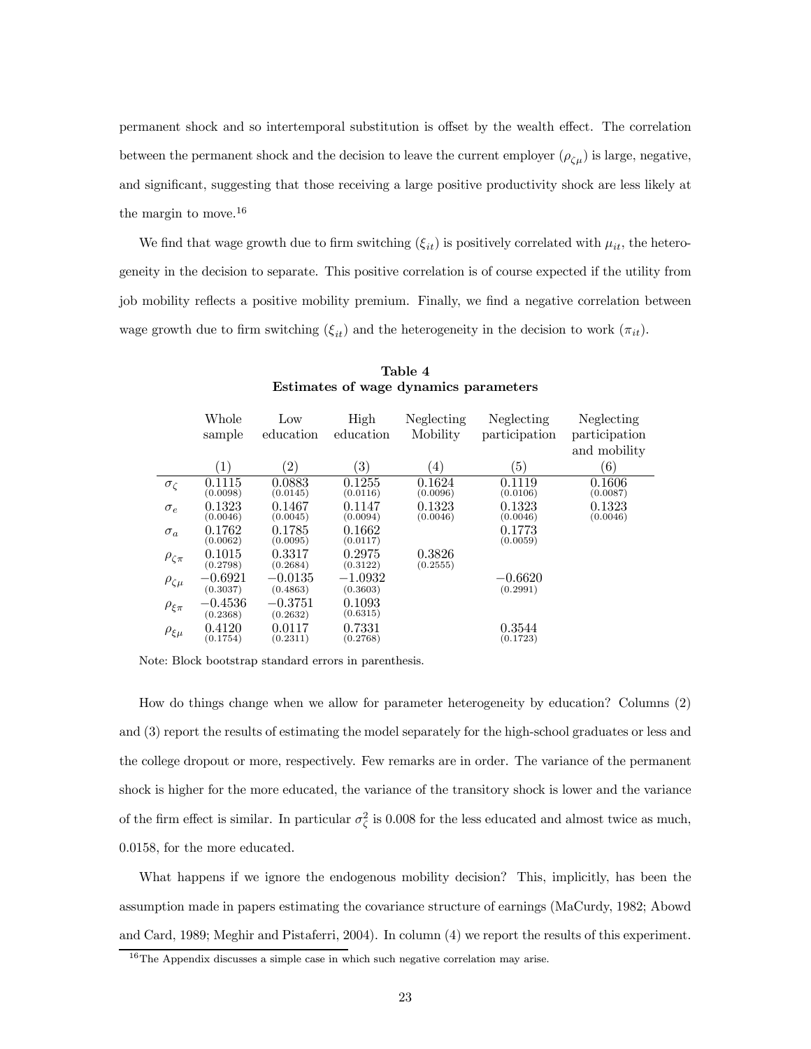permanent shock and so intertemporal substitution is offset by the wealth effect. The correlation between the permanent shock and the decision to leave the current employer ($\rho_{\zeta\mu}$) is large, negative, and significant, suggesting that those receiving a large positive productivity shock are less likely at the margin to move.[16]

We find that wage growth due to firm switching ($\xi_{it}$) is positively correlated with $\mu_{it}$, the heterogeneity in the decision to separate. This positive correlation is of course expected if the utility from job mobility reflects a positive mobility premium. Finally, we find a negative correlation between wage growth due to firm switching ($\xi_{it}$) and the heterogeneity in the decision to work ($\pi_{it}$).

**Table 4**
**Estimates of wage dynamics parameters**

| | Whole sample | Low education | High education | Neglecting Mobility | Neglecting participation | Neglecting participation and mobility |
|---|---|---|---|---|---|---|
| | (1) | (2) | (3) | (4) | (5) | (6) |
| $\sigma_\zeta$ | 0.1115 (0.0098) | 0.0883 (0.0145) | 0.1255 (0.0116) | 0.1624 (0.0096) | 0.1119 (0.0106) | 0.1606 (0.0087) |
| $\sigma_e$ | 0.1323 (0.0046) | 0.1467 (0.0045) | 0.1147 (0.0094) | 0.1323 (0.0046) | 0.1323 (0.0046) | 0.1323 (0.0046) |
| $\sigma_a$ | 0.1762 (0.0062) | 0.1785 (0.0095) | 0.1662 (0.0117) | | 0.1773 (0.0059) | |
| $\rho_{\zeta\pi}$ | 0.1015 (0.2798) | 0.3317 (0.2684) | 0.2975 (0.3122) | 0.3826 (0.2555) | | |
| $\rho_{\zeta\mu}$ | $-0.6921$ (0.3037) | $-0.0135$ (0.4863) | $-1.0932$ (0.3603) | | $-0.6620$ (0.2991) | |
| $\rho_{\xi\pi}$ | $-0.4536$ (0.2368) | $-0.3751$ (0.2632) | 0.1093 (0.6315) | | | |
| $\rho_{\xi\mu}$ | 0.4120 (0.1754) | 0.0117 (0.2311) | 0.7331 (0.2768) | | 0.3544 (0.1723) | |

Note: Block bootstrap standard errors in parenthesis.

How do things change when we allow for parameter heterogeneity by education? Columns (2) and (3) report the results of estimating the model separately for the high-school graduates or less and the college dropout or more, respectively. Few remarks are in order. The variance of the permanent shock is higher for the more educated, the variance of the transitory shock is lower and the variance of the firm effect is similar. In particular $\sigma_\zeta^2$ is 0.008 for the less educated and almost twice as much, 0.0158, for the more educated.

What happens if we ignore the endogenous mobility decision? This, implicitly, has been the assumption made in papers estimating the covariance structure of earnings (MaCurdy, 1982; Abowd and Card, 1989; Meghir and Pistaferri, 2004). In column (4) we report the results of this experiment.

[16] The Appendix discusses a simple case in which such negative correlation may arise.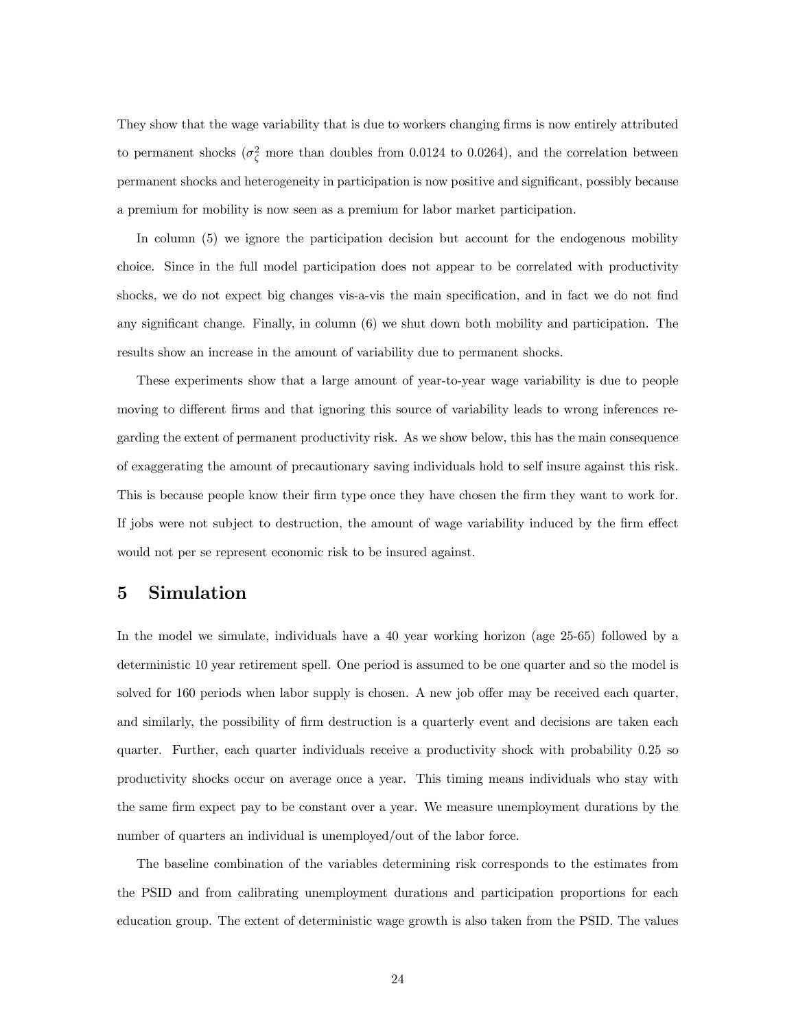They show that the wage variability that is due to workers changing firms is now entirely attributed to permanent shocks ($\sigma_{\zeta}^{2}$ more than doubles from 0.0124 to 0.0264), and the correlation between permanent shocks and heterogeneity in participation is now positive and significant, possibly because a premium for mobility is now seen as a premium for labor market participation.

In column (5) we ignore the participation decision but account for the endogenous mobility choice. Since in the full model participation does not appear to be correlated with productivity shocks, we do not expect big changes vis-a-vis the main specification, and in fact we do not find any significant change. Finally, in column (6) we shut down both mobility and participation. The results show an increase in the amount of variability due to permanent shocks.

These experiments show that a large amount of year-to-year wage variability is due to people moving to different firms and that ignoring this source of variability leads to wrong inferences regarding the extent of permanent productivity risk. As we show below, this has the main consequence of exaggerating the amount of precautionary saving individuals hold to self insure against this risk. This is because people know their firm type once they have chosen the firm they want to work for. If jobs were not subject to destruction, the amount of wage variability induced by the firm effect would not per se represent economic risk to be insured against.

# 5 Simulation

In the model we simulate, individuals have a 40 year working horizon (age 25-65) followed by a deterministic 10 year retirement spell. One period is assumed to be one quarter and so the model is solved for 160 periods when labor supply is chosen. A new job offer may be received each quarter, and similarly, the possibility of firm destruction is a quarterly event and decisions are taken each quarter. Further, each quarter individuals receive a productivity shock with probability 0.25 so productivity shocks occur on average once a year. This timing means individuals who stay with the same firm expect pay to be constant over a year. We measure unemployment durations by the number of quarters an individual is unemployed/out of the labor force.

The baseline combination of the variables determining risk corresponds to the estimates from the PSID and from calibrating unemployment durations and participation proportions for each education group. The extent of deterministic wage growth is also taken from the PSID. The values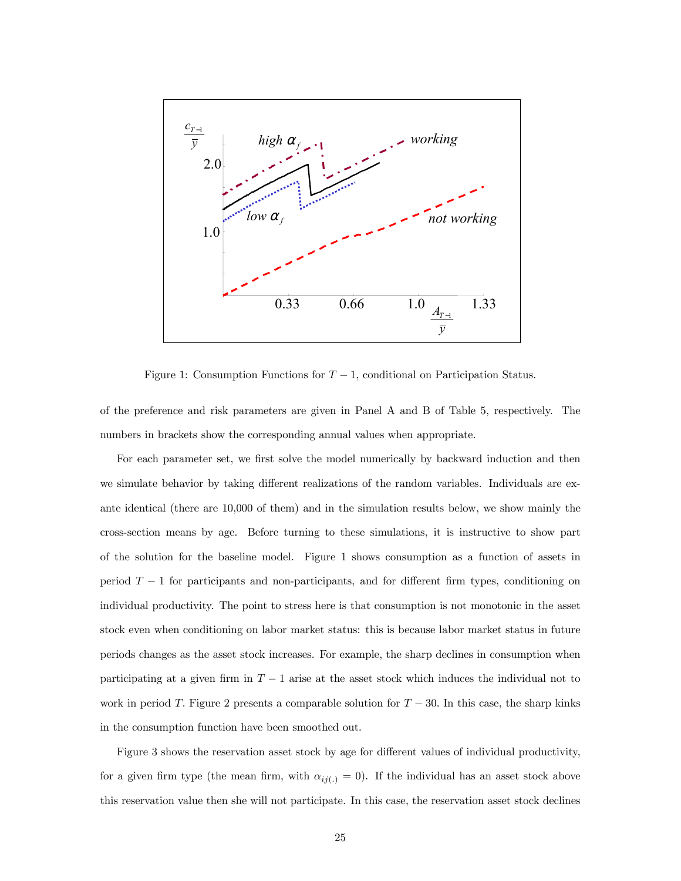Figure 1: Consumption Functions for $T-1$, conditional on Participation Status.

of the preference and risk parameters are given in Panel A and B of Table 5, respectively. The numbers in brackets show the corresponding annual values when appropriate.

For each parameter set, we first solve the model numerically by backward induction and then we simulate behavior by taking different realizations of the random variables. Individuals are ex-ante identical (there are 10,000 of them) and in the simulation results below, we show mainly the cross-section means by age. Before turning to these simulations, it is instructive to show part of the solution for the baseline model. Figure 1 shows consumption as a function of assets in period $T-1$ for participants and non-participants, and for different firm types, conditioning on individual productivity. The point to stress here is that consumption is not monotonic in the asset stock even when conditioning on labor market status: this is because labor market status in future periods changes as the asset stock increases. For example, the sharp declines in consumption when participating at a given firm in $T-1$ arise at the asset stock which induces the individual not to work in period $T$. Figure 2 presents a comparable solution for $T-30$. In this case, the sharp kinks in the consumption function have been smoothed out.

Figure 3 shows the reservation asset stock by age for different values of individual productivity, for a given firm type (the mean firm, with $\alpha_{ij(.)} = 0$). If the individual has an asset stock above this reservation value then she will not participate. In this case, the reservation asset stock declines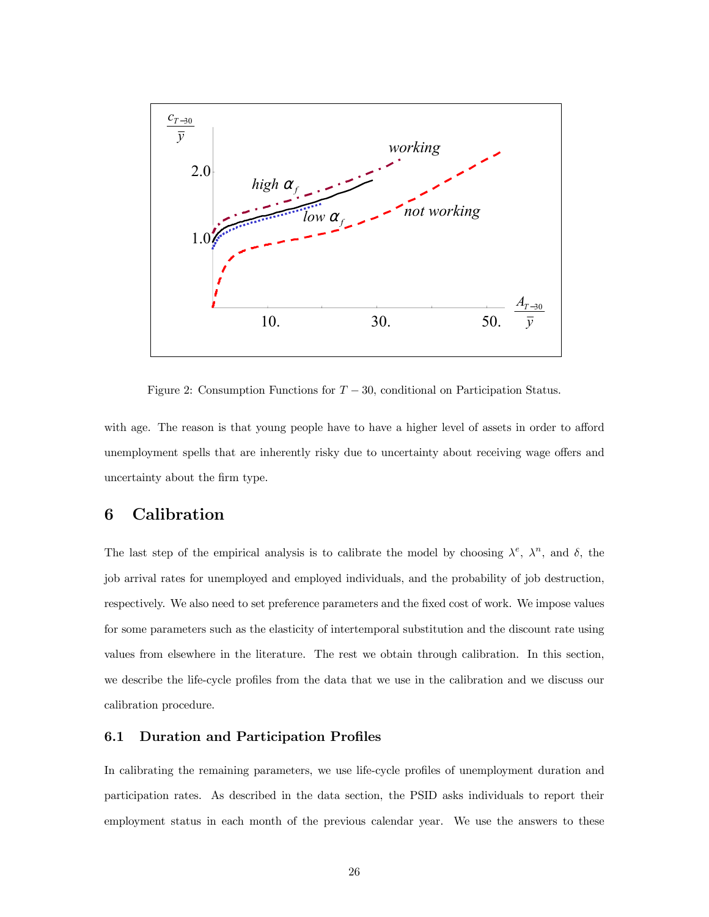Figure 2: Consumption Functions for $T-30$, conditional on Participation Status.

with age. The reason is that young people have to have a higher level of assets in order to afford unemployment spells that are inherently risky due to uncertainty about receiving wage offers and uncertainty about the firm type.

# 6 Calibration

The last step of the empirical analysis is to calibrate the model by choosing $\lambda^e$, $\lambda^n$, and $\delta$, the job arrival rates for unemployed and employed individuals, and the probability of job destruction, respectively. We also need to set preference parameters and the fixed cost of work. We impose values for some parameters such as the elasticity of intertemporal substitution and the discount rate using values from elsewhere in the literature. The rest we obtain through calibration. In this section, we describe the life-cycle profiles from the data that we use in the calibration and we discuss our calibration procedure.

## 6.1 Duration and Participation Profiles

In calibrating the remaining parameters, we use life-cycle profiles of unemployment duration and participation rates. As described in the data section, the PSID asks individuals to report their employment status in each month of the previous calendar year. We use the answers to these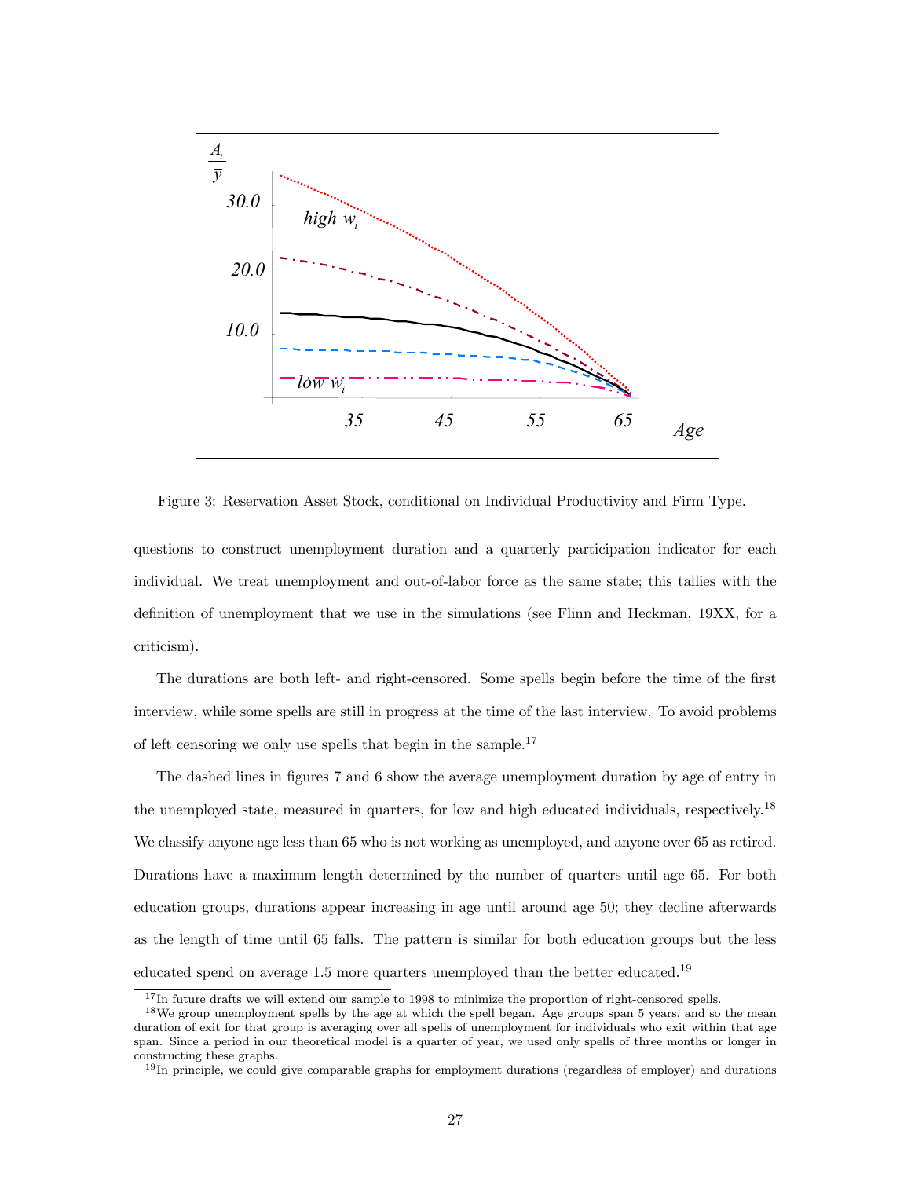Figure 3: Reservation Asset Stock, conditional on Individual Productivity and Firm Type.

questions to construct unemployment duration and a quarterly participation indicator for each individual. We treat unemployment and out-of-labor force as the same state; this tallies with the definition of unemployment that we use in the simulations (see Flinn and Heckman, 19XX, for a criticism).

The durations are both left- and right-censored. Some spells begin before the time of the first interview, while some spells are still in progress at the time of the last interview. To avoid problems of left censoring we only use spells that begin in the sample.[17]

The dashed lines in figures 7 and 6 show the average unemployment duration by age of entry in the unemployed state, measured in quarters, for low and high educated individuals, respectively.[18] We classify anyone age less than 65 who is not working as unemployed, and anyone over 65 as retired. Durations have a maximum length determined by the number of quarters until age 65. For both education groups, durations appear increasing in age until around age 50; they decline afterwards as the length of time until 65 falls. The pattern is similar for both education groups but the less educated spend on average 1.5 more quarters unemployed than the better educated.[19]

[17] In future drafts we will extend our sample to 1998 to minimize the proportion of right-censored spells.

[18] We group unemployment spells by the age at which the spell began. Age groups span 5 years, and so the mean duration of exit for that group is averaging over all spells of unemployment for individuals who exit within that age span. Since a period in our theoretical model is a quarter of year, we used only spells of three months or longer in constructing these graphs.

[19] In principle, we could give comparable graphs for employment durations (regardless of employer) and durations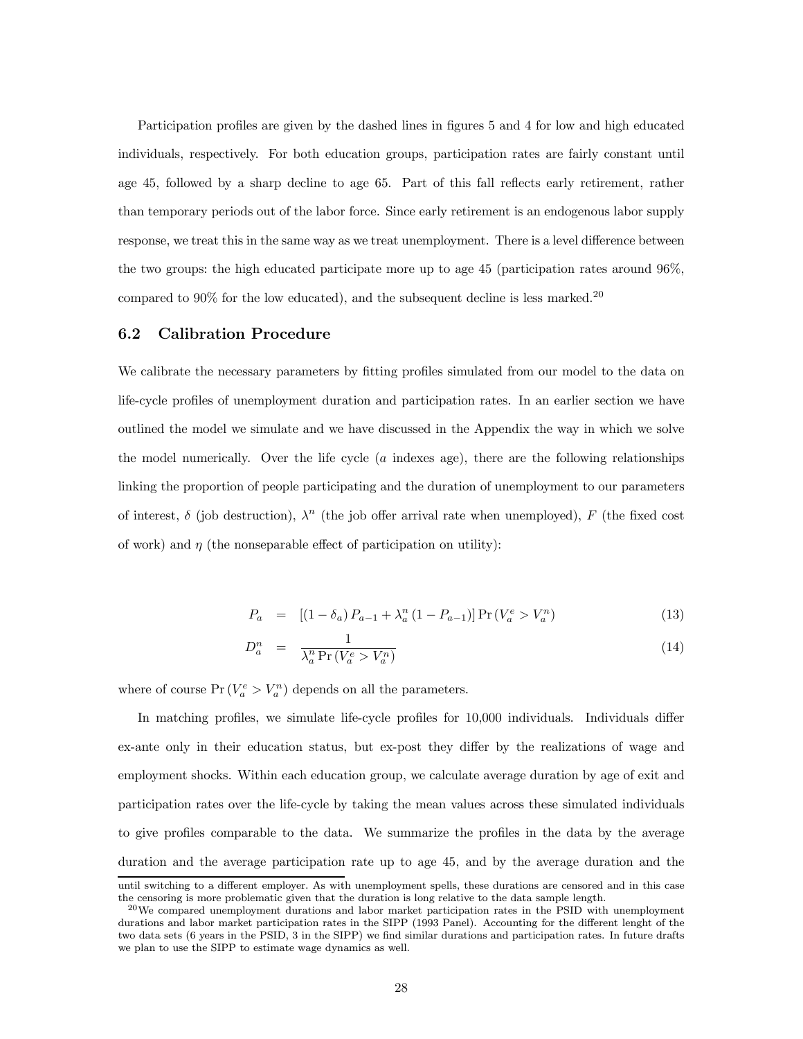Participation profiles are given by the dashed lines in figures 5 and 4 for low and high educated individuals, respectively. For both education groups, participation rates are fairly constant until age 45, followed by a sharp decline to age 65. Part of this fall reflects early retirement, rather than temporary periods out of the labor force. Since early retirement is an endogenous labor supply response, we treat this in the same way as we treat unemployment. There is a level difference between the two groups: the high educated participate more up to age 45 (participation rates around 96%, compared to 90% for the low educated), and the subsequent decline is less marked.[20]

### 6.2 Calibration Procedure

We calibrate the necessary parameters by fitting profiles simulated from our model to the data on life-cycle profiles of unemployment duration and participation rates. In an earlier section we have outlined the model we simulate and we have discussed in the Appendix the way in which we solve the model numerically. Over the life cycle ($a$ indexes age), there are the following relationships linking the proportion of people participating and the duration of unemployment to our parameters of interest, $\delta$ (job destruction), $\lambda^n$ (the job offer arrival rate when unemployed), $F$ (the fixed cost of work) and $\eta$ (the nonseparable effect of participation on utility):

$$P_a = \left[(1-\delta_a) P_{a-1} + \lambda_a^n (1 - P_{a-1})\right] \Pr\left(V_a^e > V_a^n\right) \tag{13}$$

$$D_a^n = \frac{1}{\lambda_a^n \Pr\left(V_a^e > V_a^n\right)} \tag{14}$$

where of course $\Pr\left(V_a^e > V_a^n\right)$ depends on all the parameters.

In matching profiles, we simulate life-cycle profiles for 10,000 individuals. Individuals differ ex-ante only in their education status, but ex-post they differ by the realizations of wage and employment shocks. Within each education group, we calculate average duration by age of exit and participation rates over the life-cycle by taking the mean values across these simulated individuals to give profiles comparable to the data. We summarize the profiles in the data by the average duration and the average participation rate up to age 45, and by the average duration and the

until switching to a different employer. As with unemployment spells, these durations are censored and in this case the censoring is more problematic given that the duration is long relative to the data sample length.

[20] We compared unemployment durations and labor market participation rates in the PSID with unemployment durations and labor market participation rates in the SIPP (1993 Panel). Accounting for the different lenght of the two data sets (6 years in the PSID, 3 in the SIPP) we find similar durations and participation rates. In future drafts we plan to use the SIPP to estimate wage dynamics as well.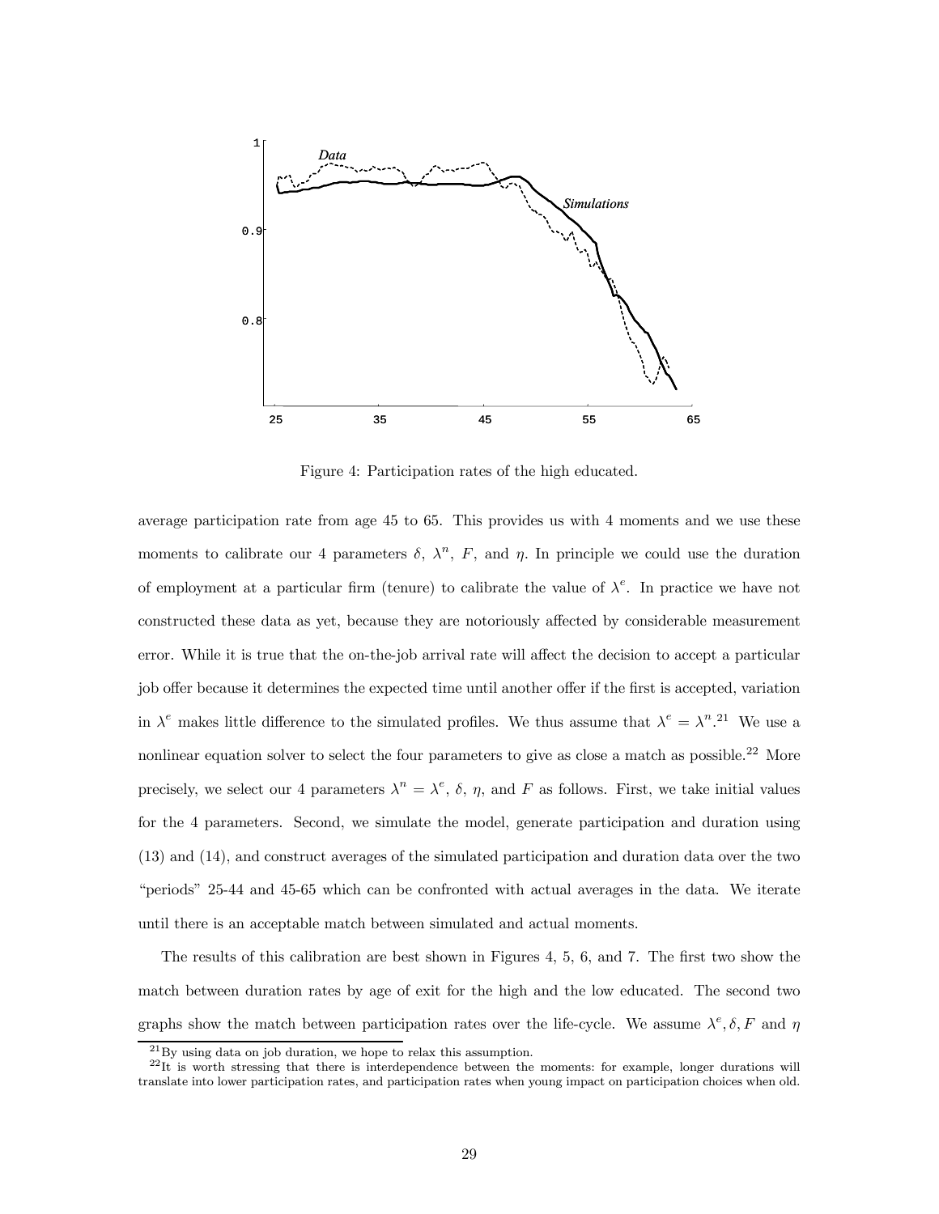Figure 4: Participation rates of the high educated.

average participation rate from age 45 to 65. This provides us with 4 moments and we use these moments to calibrate our 4 parameters $\delta$, $\lambda^n$, $F$, and $\eta$. In principle we could use the duration of employment at a particular firm (tenure) to calibrate the value of $\lambda^e$. In practice we have not constructed these data as yet, because they are notoriously affected by considerable measurement error. While it is true that the on-the-job arrival rate will affect the decision to accept a particular job offer because it determines the expected time until another offer if the first is accepted, variation in $\lambda^e$ makes little difference to the simulated profiles. We thus assume that $\lambda^e = \lambda^n$.[21] We use a nonlinear equation solver to select the four parameters to give as close a match as possible.[22] More precisely, we select our 4 parameters $\lambda^n = \lambda^e$, $\delta$, $\eta$, and $F$ as follows. First, we take initial values for the 4 parameters. Second, we simulate the model, generate participation and duration using (13) and (14), and construct averages of the simulated participation and duration data over the two "periods" 25-44 and 45-65 which can be confronted with actual averages in the data. We iterate until there is an acceptable match between simulated and actual moments.

The results of this calibration are best shown in Figures 4, 5, 6, and 7. The first two show the match between duration rates by age of exit for the high and the low educated. The second two graphs show the match between participation rates over the life-cycle. We assume $\lambda^e, \delta, F$ and $\eta$

[21] By using data on job duration, we hope to relax this assumption.

[22] It is worth stressing that there is interdependence between the moments: for example, longer durations will translate into lower participation rates, and participation rates when young impact on participation choices when old.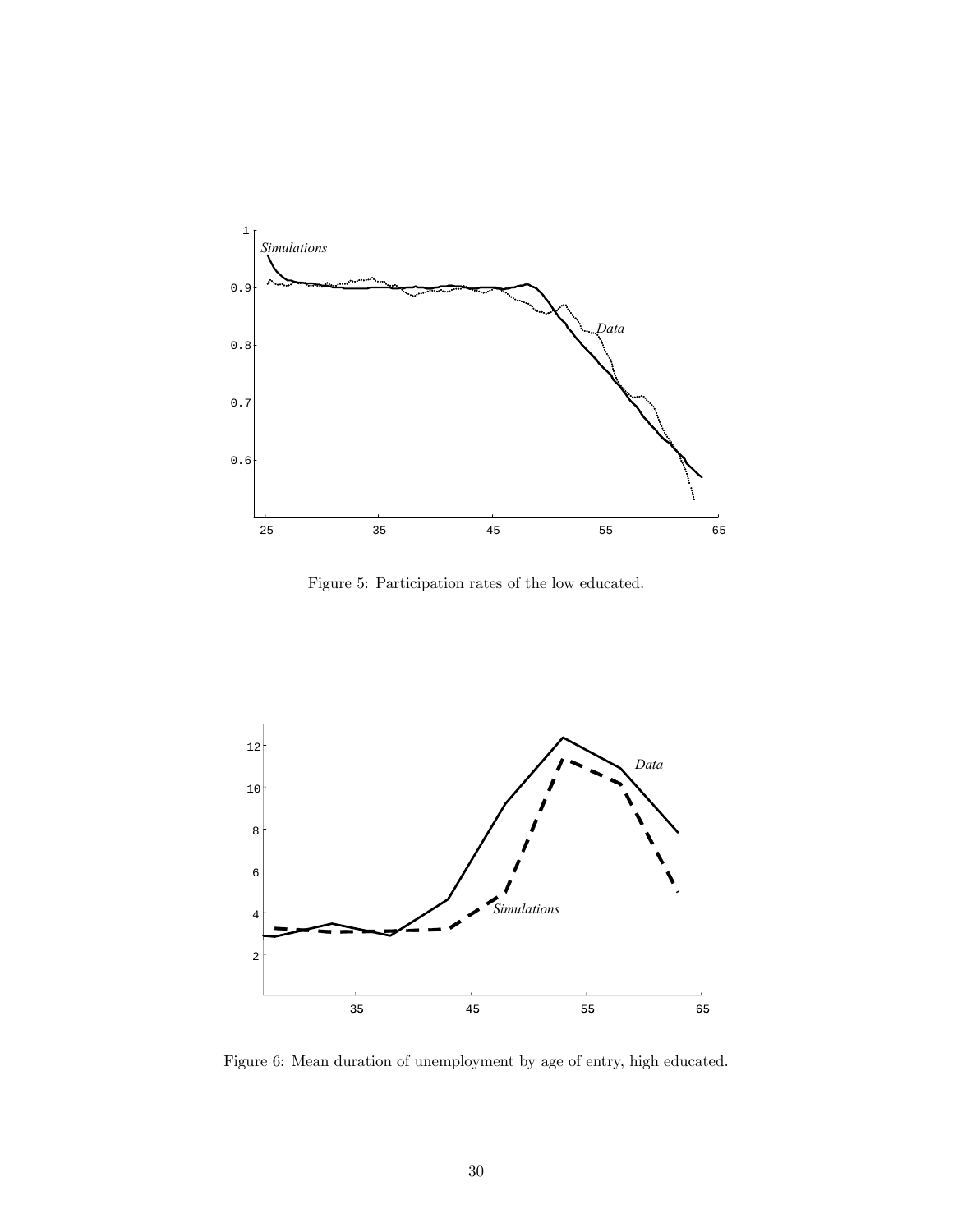Figure 5: Participation rates of the low educated.

Figure 6: Mean duration of unemployment by age of entry, high educated.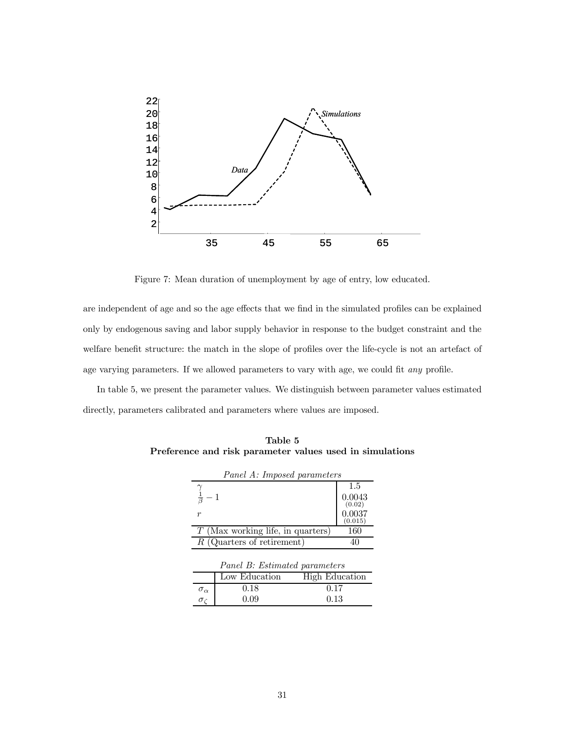Figure 7: Mean duration of unemployment by age of entry, low educated.

are independent of age and so the age effects that we find in the simulated profiles can be explained only by endogenous saving and labor supply behavior in response to the budget constraint and the welfare benefit structure: the match in the slope of profiles over the life-cycle is not an artefact of age varying parameters. If we allowed parameters to vary with age, we could fit *any* profile.

In table 5, we present the parameter values. We distinguish between parameter values estimated directly, parameters calibrated and parameters where values are imposed.

**Table 5**
**Preference and risk parameter values used in simulations**

*Panel A: Imposed parameters*

| | |
|---|---|
| $\gamma$ | 1.5 |
| $\frac{1}{\beta} - 1$ | 0.0043 (0.02) |
| $r$ | 0.0037 (0.015) |
| $T$ (Max working life, in quarters) | 160 |
| $R$ (Quarters of retirement) | 40 |

*Panel B: Estimated parameters*

| | Low Education | High Education |
|---|---|---|
| $\sigma_\alpha$ | 0.18 | 0.17 |
| $\sigma_\zeta$ | 0.09 | 0.13 |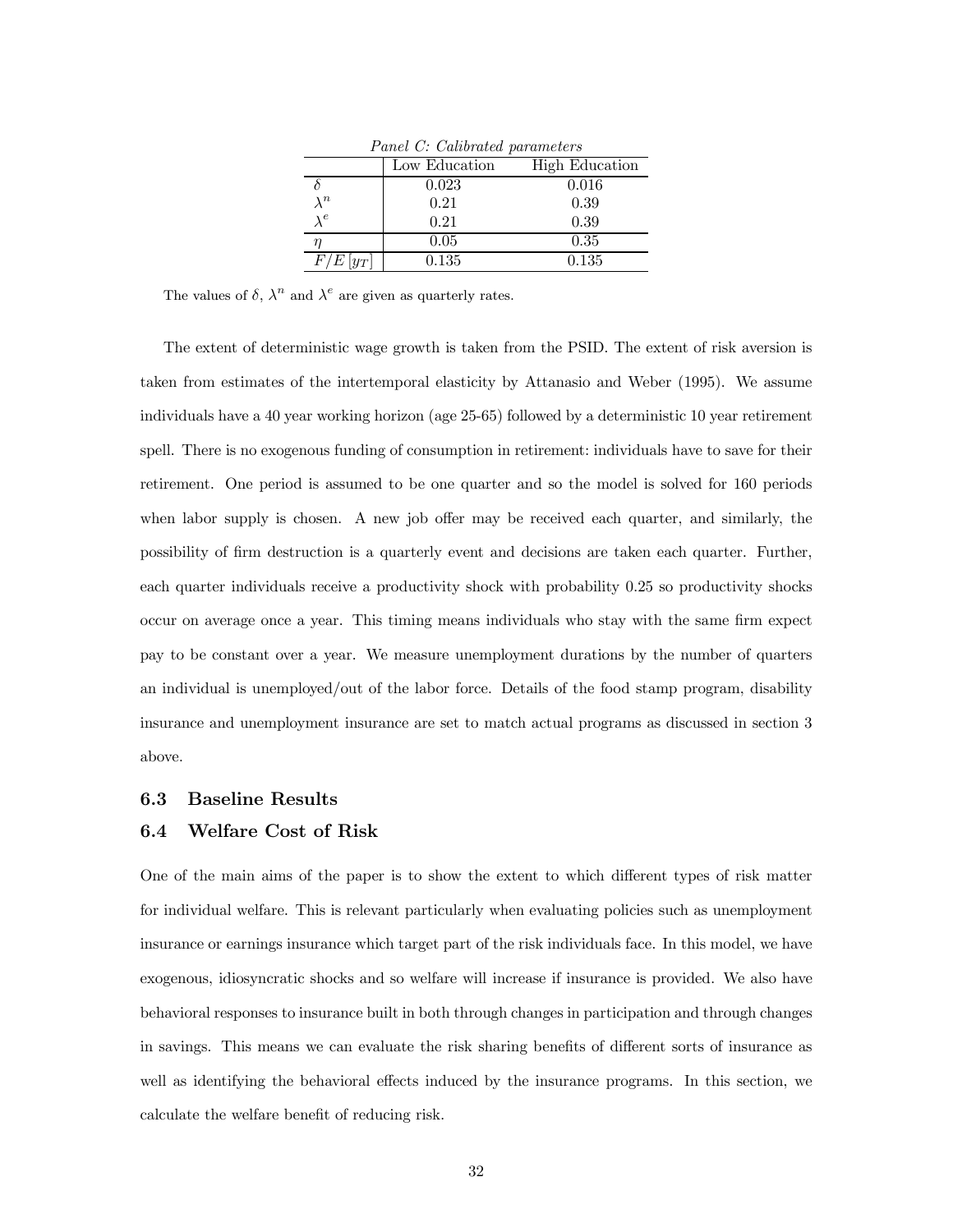*Panel C: Calibrated parameters*

| | Low Education | High Education |
|---|---|---|
| $\delta$ | 0.023 | 0.016 |
| $\lambda^n$ | 0.21 | 0.39 |
| $\lambda^e$ | 0.21 | 0.39 |
| $\eta$ | 0.05 | 0.35 |
| $F/E\left[y_T\right]$ | 0.135 | 0.135 |

The values of $\delta$, $\lambda^n$ and $\lambda^e$ are given as quarterly rates.

The extent of deterministic wage growth is taken from the PSID. The extent of risk aversion is taken from estimates of the intertemporal elasticity by Attanasio and Weber (1995). We assume individuals have a 40 year working horizon (age 25-65) followed by a deterministic 10 year retirement spell. There is no exogenous funding of consumption in retirement: individuals have to save for their retirement. One period is assumed to be one quarter and so the model is solved for 160 periods when labor supply is chosen. A new job offer may be received each quarter, and similarly, the possibility of firm destruction is a quarterly event and decisions are taken each quarter. Further, each quarter individuals receive a productivity shock with probability 0.25 so productivity shocks occur on average once a year. This timing means individuals who stay with the same firm expect pay to be constant over a year. We measure unemployment durations by the number of quarters an individual is unemployed/out of the labor force. Details of the food stamp program, disability insurance and unemployment insurance are set to match actual programs as discussed in section 3 above.

### 6.3 Baseline Results

### 6.4 Welfare Cost of Risk

One of the main aims of the paper is to show the extent to which different types of risk matter for individual welfare. This is relevant particularly when evaluating policies such as unemployment insurance or earnings insurance which target part of the risk individuals face. In this model, we have exogenous, idiosyncratic shocks and so welfare will increase if insurance is provided. We also have behavioral responses to insurance built in both through changes in participation and through changes in savings. This means we can evaluate the risk sharing benefits of different sorts of insurance as well as identifying the behavioral effects induced by the insurance programs. In this section, we calculate the welfare benefit of reducing risk.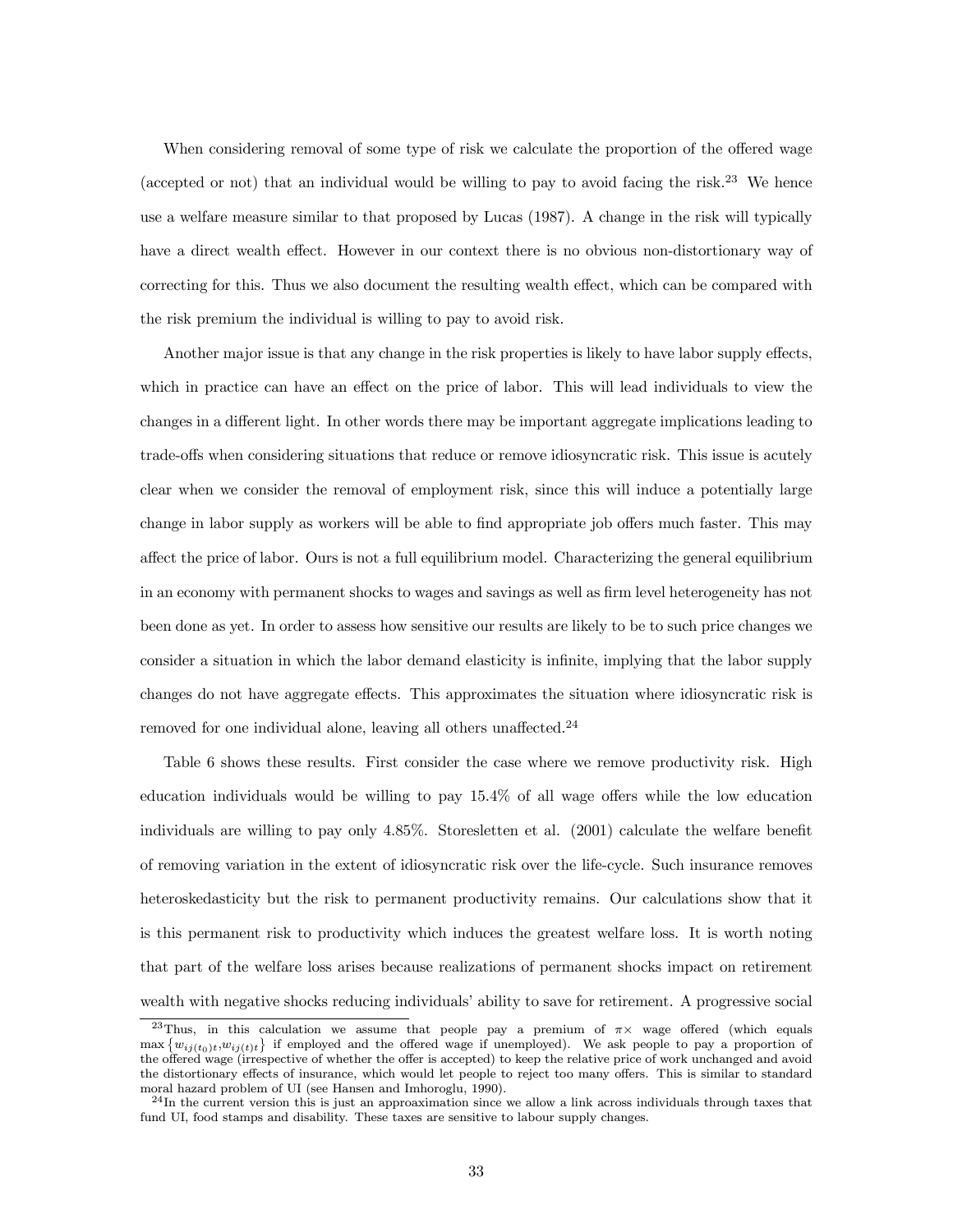When considering removal of some type of risk we calculate the proportion of the offered wage (accepted or not) that an individual would be willing to pay to avoid facing the risk.[23] We hence use a welfare measure similar to that proposed by Lucas (1987). A change in the risk will typically have a direct wealth effect. However in our context there is no obvious non-distortionary way of correcting for this. Thus we also document the resulting wealth effect, which can be compared with the risk premium the individual is willing to pay to avoid risk.

Another major issue is that any change in the risk properties is likely to have labor supply effects, which in practice can have an effect on the price of labor. This will lead individuals to view the changes in a different light. In other words there may be important aggregate implications leading to trade-offs when considering situations that reduce or remove idiosyncratic risk. This issue is acutely clear when we consider the removal of employment risk, since this will induce a potentially large change in labor supply as workers will be able to find appropriate job offers much faster. This may affect the price of labor. Ours is not a full equilibrium model. Characterizing the general equilibrium in an economy with permanent shocks to wages and savings as well as firm level heterogeneity has not been done as yet. In order to assess how sensitive our results are likely to be to such price changes we consider a situation in which the labor demand elasticity is infinite, implying that the labor supply changes do not have aggregate effects. This approximates the situation where idiosyncratic risk is removed for one individual alone, leaving all others unaffected.[24]

Table 6 shows these results. First consider the case where we remove productivity risk. High education individuals would be willing to pay 15.4% of all wage offers while the low education individuals are willing to pay only 4.85%. Storesletten et al. (2001) calculate the welfare benefit of removing variation in the extent of idiosyncratic risk over the life-cycle. Such insurance removes heteroskedasticity but the risk to permanent productivity remains. Our calculations show that it is this permanent risk to productivity which induces the greatest welfare loss. It is worth noting that part of the welfare loss arises because realizations of permanent shocks impact on retirement wealth with negative shocks reducing individuals' ability to save for retirement. A progressive social

[23] Thus, in this calculation we assume that people pay a premium of $\pi\times$ wage offered (which equals $\max\{w_{ij(t_0)t}, w_{ij(t)t}\}$ if employed and the offered wage if unemployed). We ask people to pay a proportion of the offered wage (irrespective of whether the offer is accepted) to keep the relative price of work unchanged and avoid the distortionary effects of insurance, which would let people to reject too many offers. This is similar to standard moral hazard problem of UI (see Hansen and Imhoroglu, 1990).

[24] In the current version this is just an approaximation since we allow a link across individuals through taxes that fund UI, food stamps and disability. These taxes are sensitive to labour supply changes.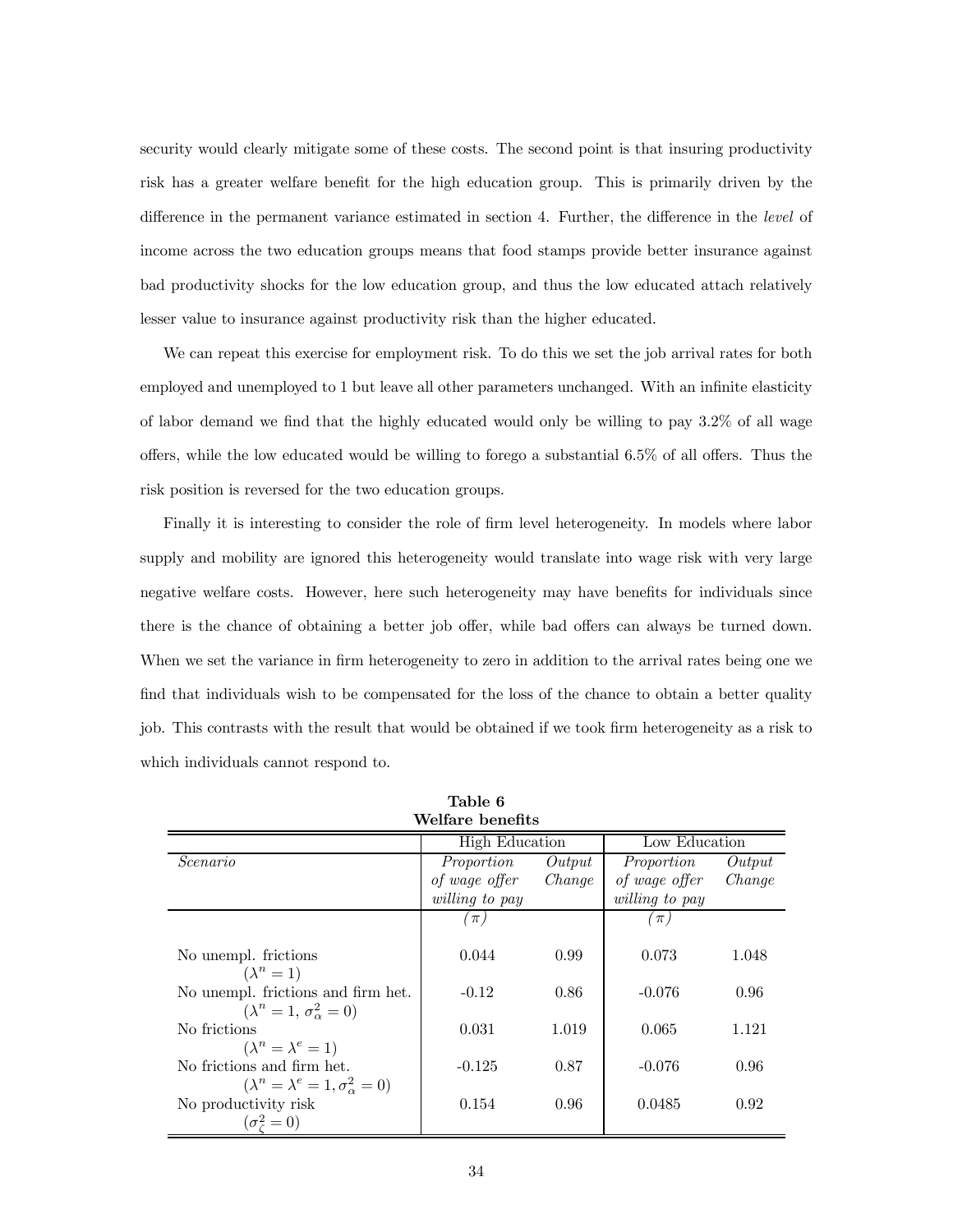security would clearly mitigate some of these costs. The second point is that insuring productivity risk has a greater welfare benefit for the high education group. This is primarily driven by the difference in the permanent variance estimated in section 4. Further, the difference in the *level* of income across the two education groups means that food stamps provide better insurance against bad productivity shocks for the low education group, and thus the low educated attach relatively lesser value to insurance against productivity risk than the higher educated.

We can repeat this exercise for employment risk. To do this we set the job arrival rates for both employed and unemployed to 1 but leave all other parameters unchanged. With an infinite elasticity of labor demand we find that the highly educated would only be willing to pay 3.2% of all wage offers, while the low educated would be willing to forego a substantial 6.5% of all offers. Thus the risk position is reversed for the two education groups.

Finally it is interesting to consider the role of firm level heterogeneity. In models where labor supply and mobility are ignored this heterogeneity would translate into wage risk with very large negative welfare costs. However, here such heterogeneity may have benefits for individuals since there is the chance of obtaining a better job offer, while bad offers can always be turned down. When we set the variance in firm heterogeneity to zero in addition to the arrival rates being one we find that individuals wish to be compensated for the loss of the chance to obtain a better quality job. This contrasts with the result that would be obtained if we took firm heterogeneity as a risk to which individuals cannot respond to.

**Table 6**
**Welfare benefits**

| | High Education | | Low Education | |
|---|---|---|---|---|
| *Scenario* | *Proportion of wage offer willing to pay* ($\pi$) | *Output Change* | *Proportion of wage offer willing to pay* ($\pi$) | *Output Change* |
| No unempl. frictions ($\lambda^n = 1$) | 0.044 | 0.99 | 0.073 | 1.048 |
| No unempl. frictions and firm het. ($\lambda^n = 1$, $\sigma_\alpha^2 = 0$) | -0.12 | 0.86 | -0.076 | 0.96 |
| No frictions ($\lambda^n = \lambda^e = 1$) | 0.031 | 1.019 | 0.065 | 1.121 |
| No frictions and firm het. ($\lambda^n = \lambda^e = 1, \sigma_\alpha^2 = 0$) | -0.125 | 0.87 | -0.076 | 0.96 |
| No productivity risk ($\sigma_\zeta^2 = 0$) | 0.154 | 0.96 | 0.0485 | 0.92 |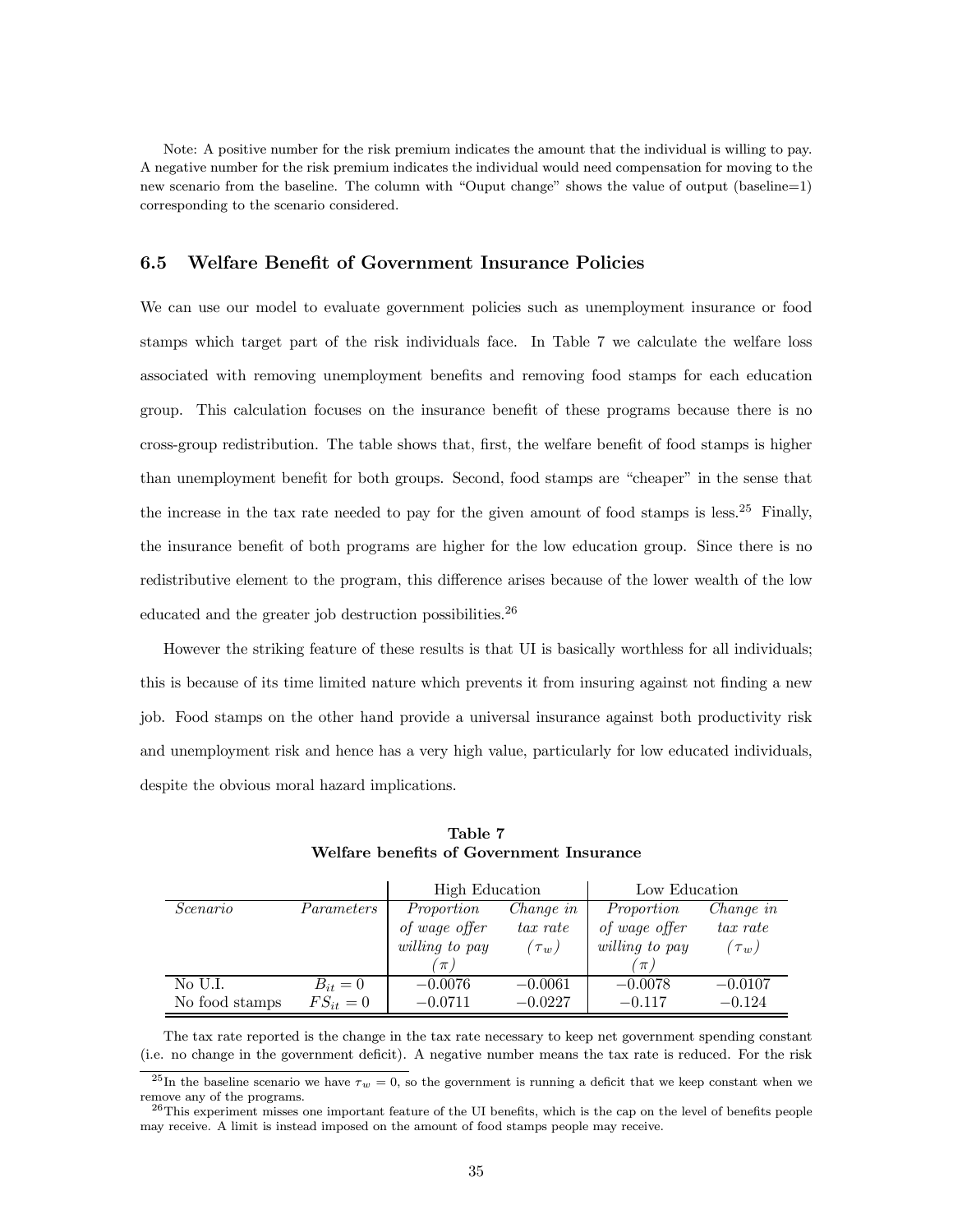Note: A positive number for the risk premium indicates the amount that the individual is willing to pay. A negative number for the risk premium indicates the individual would need compensation for moving to the new scenario from the baseline. The column with "Ouput change" shows the value of output (baseline=1) corresponding to the scenario considered.

### 6.5 Welfare Benefit of Government Insurance Policies

We can use our model to evaluate government policies such as unemployment insurance or food stamps which target part of the risk individuals face. In Table 7 we calculate the welfare loss associated with removing unemployment benefits and removing food stamps for each education group. This calculation focuses on the insurance benefit of these programs because there is no cross-group redistribution. The table shows that, first, the welfare benefit of food stamps is higher than unemployment benefit for both groups. Second, food stamps are "cheaper" in the sense that the increase in the tax rate needed to pay for the given amount of food stamps is less.[25] Finally, the insurance benefit of both programs are higher for the low education group. Since there is no redistributive element to the program, this difference arises because of the lower wealth of the low educated and the greater job destruction possibilities.[26]

However the striking feature of these results is that UI is basically worthless for all individuals; this is because of its time limited nature which prevents it from insuring against not finding a new job. Food stamps on the other hand provide a universal insurance against both productivity risk and unemployment risk and hence has a very high value, particularly for low educated individuals, despite the obvious moral hazard implications.

**Table 7**
**Welfare benefits of Government Insurance**

| | | High Education | | Low Education | |
|---|---|---|---|---|---|
| *Scenario* | *Parameters* | *Proportion of wage offer willing to pay* ($\pi$) | *Change in tax rate* ($\tau_w$) | *Proportion of wage offer willing to pay* ($\pi$) | *Change in tax rate* ($\tau_w$) |
| No U.I. | $B_{it} = 0$ | $-0.0076$ | $-0.0061$ | $-0.0078$ | $-0.0107$ |
| No food stamps | $FS_{it} = 0$ | $-0.0711$ | $-0.0227$ | $-0.117$ | $-0.124$ |

The tax rate reported is the change in the tax rate necessary to keep net government spending constant (i.e. no change in the government deficit). A negative number means the tax rate is reduced. For the risk

[25] In the baseline scenario we have $\tau_w = 0$, so the government is running a deficit that we keep constant when we remove any of the programs.

[26] This experiment misses one important feature of the UI benefits, which is the cap on the level of benefits people may receive. A limit is instead imposed on the amount of food stamps people may receive.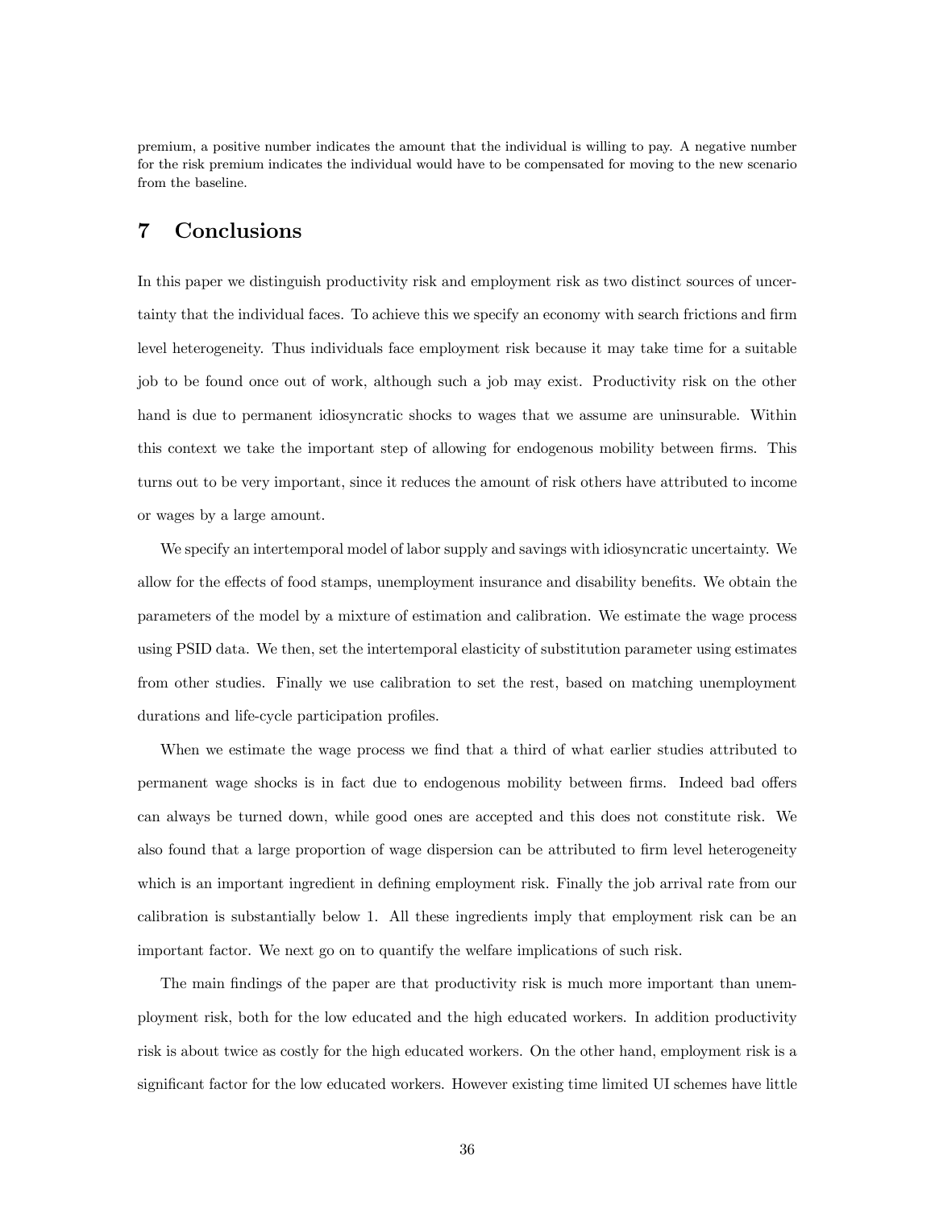premium, a positive number indicates the amount that the individual is willing to pay. A negative number for the risk premium indicates the individual would have to be compensated for moving to the new scenario from the baseline.

# 7 Conclusions

In this paper we distinguish productivity risk and employment risk as two distinct sources of uncertainty that the individual faces. To achieve this we specify an economy with search frictions and firm level heterogeneity. Thus individuals face employment risk because it may take time for a suitable job to be found once out of work, although such a job may exist. Productivity risk on the other hand is due to permanent idiosyncratic shocks to wages that we assume are uninsurable. Within this context we take the important step of allowing for endogenous mobility between firms. This turns out to be very important, since it reduces the amount of risk others have attributed to income or wages by a large amount.

We specify an intertemporal model of labor supply and savings with idiosyncratic uncertainty. We allow for the effects of food stamps, unemployment insurance and disability benefits. We obtain the parameters of the model by a mixture of estimation and calibration. We estimate the wage process using PSID data. We then, set the intertemporal elasticity of substitution parameter using estimates from other studies. Finally we use calibration to set the rest, based on matching unemployment durations and life-cycle participation profiles.

When we estimate the wage process we find that a third of what earlier studies attributed to permanent wage shocks is in fact due to endogenous mobility between firms. Indeed bad offers can always be turned down, while good ones are accepted and this does not constitute risk. We also found that a large proportion of wage dispersion can be attributed to firm level heterogeneity which is an important ingredient in defining employment risk. Finally the job arrival rate from our calibration is substantially below 1. All these ingredients imply that employment risk can be an important factor. We next go on to quantify the welfare implications of such risk.

The main findings of the paper are that productivity risk is much more important than unemployment risk, both for the low educated and the high educated workers. In addition productivity risk is about twice as costly for the high educated workers. On the other hand, employment risk is a significant factor for the low educated workers. However existing time limited UI schemes have little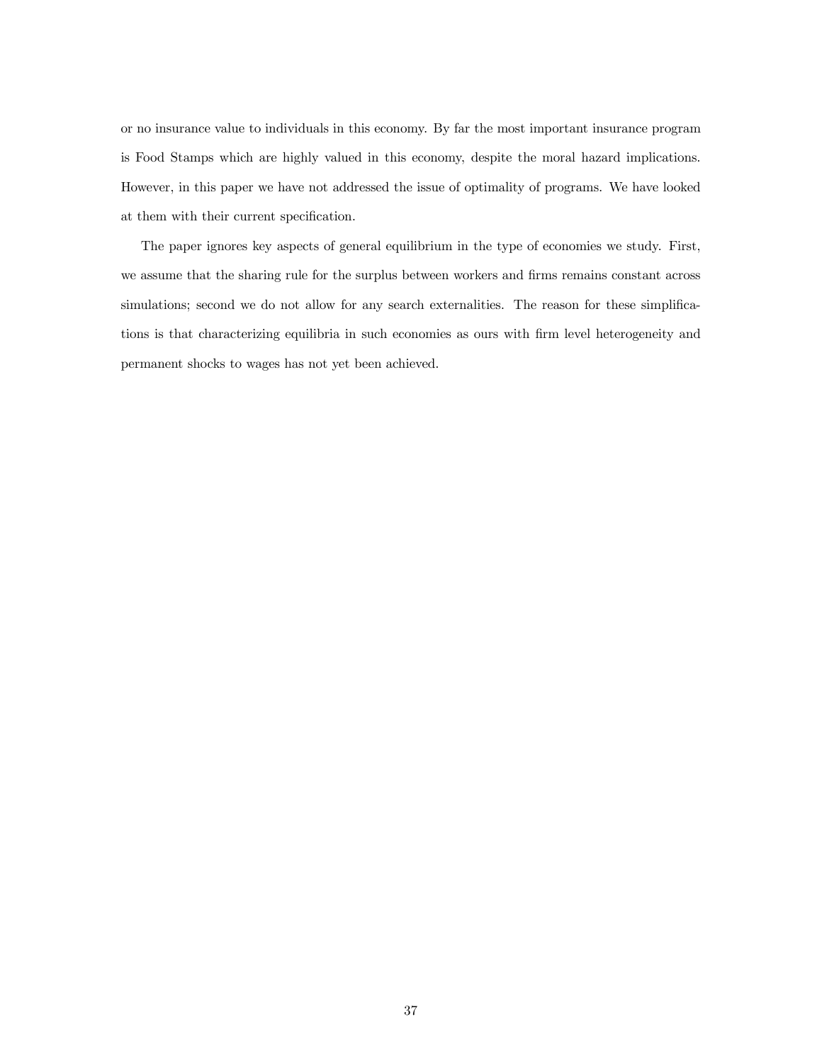or no insurance value to individuals in this economy. By far the most important insurance program is Food Stamps which are highly valued in this economy, despite the moral hazard implications. However, in this paper we have not addressed the issue of optimality of programs. We have looked at them with their current specification.

The paper ignores key aspects of general equilibrium in the type of economies we study. First, we assume that the sharing rule for the surplus between workers and firms remains constant across simulations; second we do not allow for any search externalities. The reason for these simplifications is that characterizing equilibria in such economies as ours with firm level heterogeneity and permanent shocks to wages has not yet been achieved.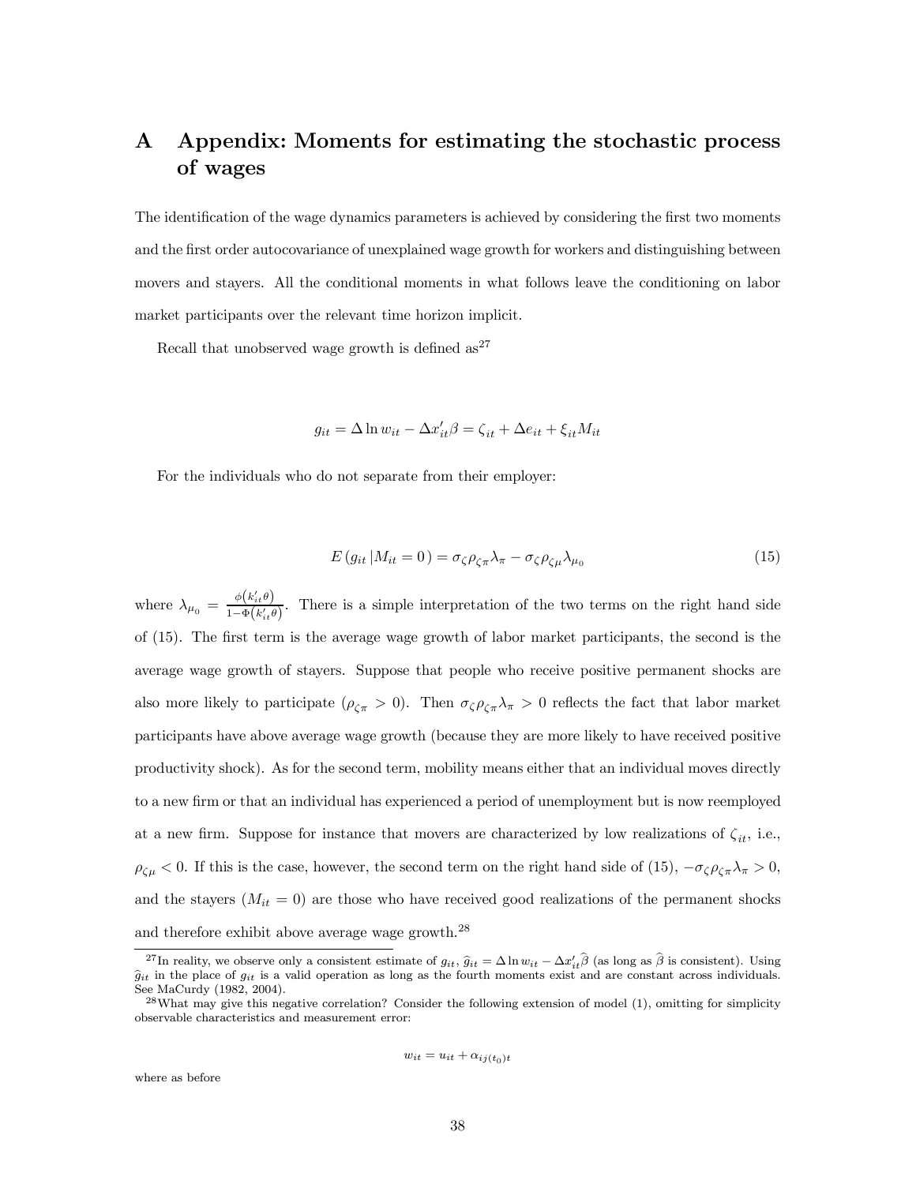# A Appendix: Moments for estimating the stochastic process of wages

The identification of the wage dynamics parameters is achieved by considering the first two moments and the first order autocovariance of unexplained wage growth for workers and distinguishing between movers and stayers. All the conditional moments in what follows leave the conditioning on labor market participants over the relevant time horizon implicit.

Recall that unobserved wage growth is defined as[27]

$$g_{it} = \Delta \ln w_{it} - \Delta x_{it}' \beta = \zeta_{it} + \Delta e_{it} + \xi_{it} M_{it}$$

For the individuals who do not separate from their employer:

$$E\left(g_{it} \left| M_{it} = 0 \right.\right) = \sigma_\zeta \rho_{\zeta\pi} \lambda_\pi - \sigma_\zeta \rho_{\zeta\mu} \lambda_{\mu_0} \tag{15}$$

where $\lambda_{\mu_0} = \frac{\phi\left(k_{it}'\theta\right)}{1-\Phi\left(k_{it}'\theta\right)}$. There is a simple interpretation of the two terms on the right hand side of (15). The first term is the average wage growth of labor market participants, the second is the average wage growth of stayers. Suppose that people who receive positive permanent shocks are also more likely to participate ($\rho_{\zeta\pi} > 0$). Then $\sigma_\zeta \rho_{\zeta\pi} \lambda_\pi > 0$ reflects the fact that labor market participants have above average wage growth (because they are more likely to have received positive productivity shock). As for the second term, mobility means either that an individual moves directly to a new firm or that an individual has experienced a period of unemployment but is now reemployed at a new firm. Suppose for instance that movers are characterized by low realizations of $\zeta_{it}$, i.e., $\rho_{\zeta\mu} < 0$. If this is the case, however, the second term on the right hand side of (15), $-\sigma_\zeta \rho_{\zeta\pi} \lambda_\pi > 0$, and the stayers ($M_{it} = 0$) are those who have received good realizations of the permanent shocks and therefore exhibit above average wage growth.[28]

---

[27] In reality, we observe only a consistent estimate of $g_{it}$, $\widehat{g}_{it} = \Delta \ln w_{it} - \Delta x_{it}' \widehat{\beta}$ (as long as $\widehat{\beta}$ is consistent). Using $\widehat{g}_{it}$ in the place of $g_{it}$ is a valid operation as long as the fourth moments exist and are constant across individuals. See MaCurdy (1982, 2004).

[28] What may give this negative correlation? Consider the following extension of model (1), omitting for simplicity observable characteristics and measurement error:

$$w_{it} = u_{it} + \alpha_{ij(t_0)t}$$

where as before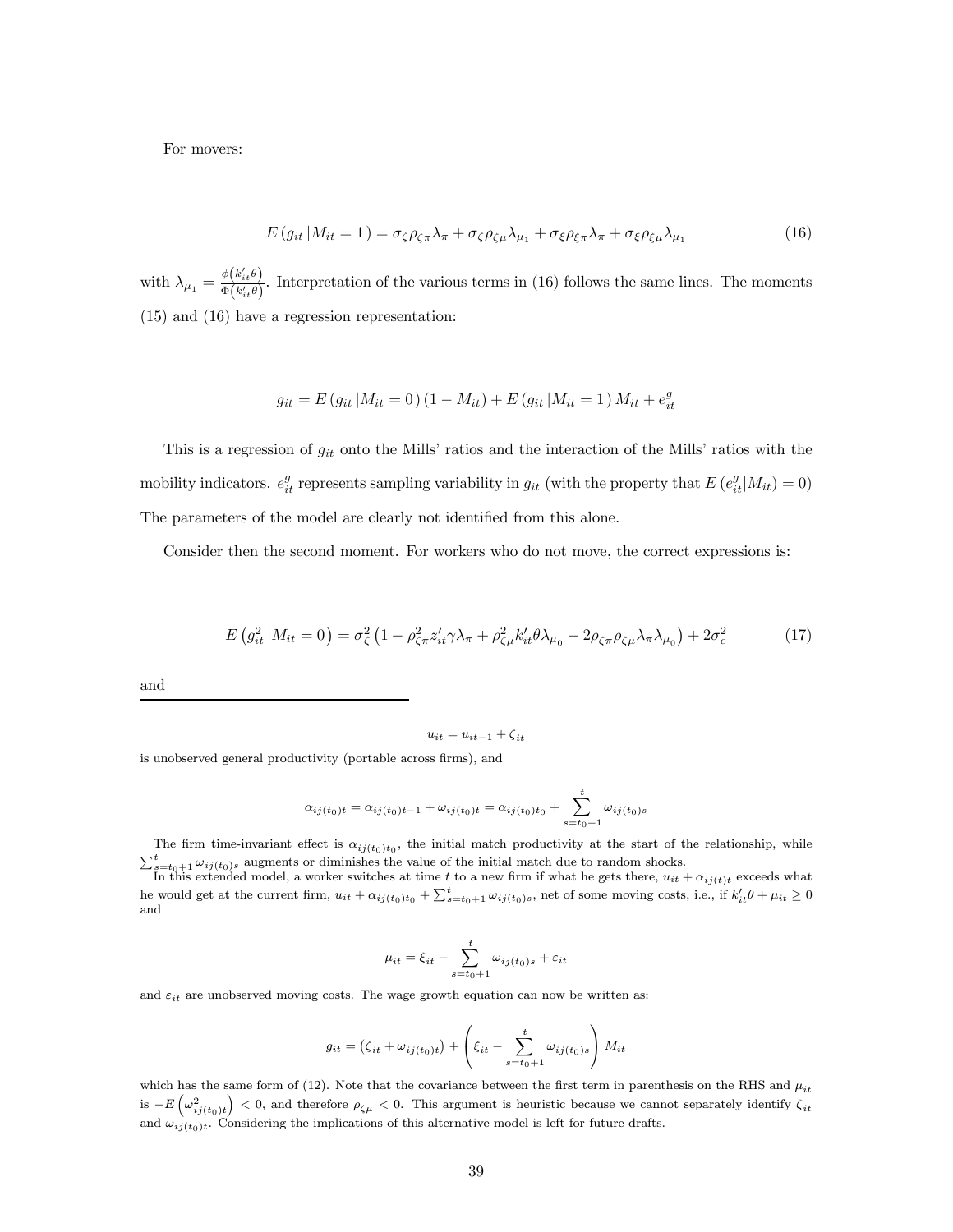For movers:

$$E\left(g_{it}\left|M_{it}=1\right.\right)=\sigma_{\zeta}\rho_{\zeta\pi}\lambda_{\pi}+\sigma_{\zeta}\rho_{\zeta\mu}\lambda_{\mu_1}+\sigma_{\xi}\rho_{\xi\pi}\lambda_{\pi}+\sigma_{\xi}\rho_{\xi\mu}\lambda_{\mu_1} \tag{16}$$

with $\lambda_{\mu_1}=\frac{\phi\left(k_{it}'\theta\right)}{\Phi\left(k_{it}'\theta\right)}$. Interpretation of the various terms in (16) follows the same lines. The moments (15) and (16) have a regression representation:

$$g_{it}=E\left(g_{it}\left|M_{it}=0\right.\right)\left(1-M_{it}\right)+E\left(g_{it}\left|M_{it}=1\right.\right)M_{it}+e_{it}^{g}$$

This is a regression of $g_{it}$ onto the Mills' ratios and the interaction of the Mills' ratios with the mobility indicators. $e_{it}^{g}$ represents sampling variability in $g_{it}$ (with the property that $E\left(e_{it}^{g}|M_{it}\right)=0$) The parameters of the model are clearly not identified from this alone.

Consider then the second moment. For workers who do not move, the correct expressions is:

$$E\left(g_{it}^{2}\left|M_{it}=0\right.\right)=\sigma_{\zeta}^{2}\left(1-\rho_{\zeta\pi}^{2}z_{it}'\gamma\lambda_{\pi}+\rho_{\zeta\mu}^{2}k_{it}'\theta\lambda_{\mu_0}-2\rho_{\zeta\pi}\rho_{\zeta\mu}\lambda_{\pi}\lambda_{\mu_0}\right)+2\sigma_{e}^{2} \tag{17}$$

and

---

$$u_{it}=u_{it-1}+\zeta_{it}$$

is unobserved general productivity (portable across firms), and

$$\alpha_{ij(t_0)t}=\alpha_{ij(t_0)t-1}+\omega_{ij(t_0)t}=\alpha_{ij(t_0)t_0}+\sum_{s=t_0+1}^{t}\omega_{ij(t_0)s}$$

The firm time-invariant effect is $\alpha_{ij(t_0)t_0}$, the initial match productivity at the start of the relationship, while $\sum_{s=t_0+1}^{t}\omega_{ij(t_0)s}$ augments or diminishes the value of the initial match due to random shocks.

In this extended model, a worker switches at time $t$ to a new firm if what he gets there, $u_{it}+\alpha_{ij(t)t}$ exceeds what he would get at the current firm, $u_{it}+\alpha_{ij(t_0)t_0}+\sum_{s=t_0+1}^{t}\omega_{ij(t_0)s}$, net of some moving costs, i.e., if $k_{it}'\theta+\mu_{it}\geq 0$ and

$$\mu_{it}=\xi_{it}-\sum_{s=t_0+1}^{t}\omega_{ij(t_0)s}+\varepsilon_{it}$$

and $\varepsilon_{it}$ are unobserved moving costs. The wage growth equation can now be written as:

$$g_{it}=\left(\zeta_{it}+\omega_{ij(t_0)t}\right)+\left(\xi_{it}-\sum_{s=t_0+1}^{t}\omega_{ij(t_0)s}\right)M_{it}$$

which has the same form of (12). Note that the covariance between the first term in parenthesis on the RHS and $\mu_{it}$ is $-E\left(\omega_{ij(t_0)t}^{2}\right)<0$, and therefore $\rho_{\zeta\mu}<0$. This argument is heuristic because we cannot separately identify $\zeta_{it}$ and $\omega_{ij(t_0)t}$. Considering the implications of this alternative model is left for future drafts.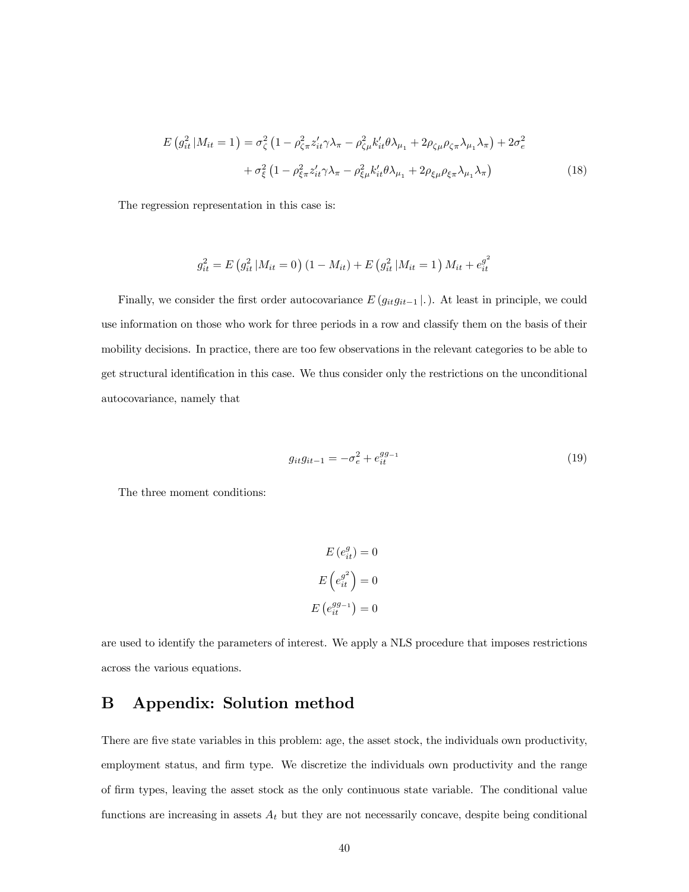$$
\begin{aligned}
E\left(g_{it}^{2}\left|M_{it}=1\right.\right) &= \sigma_{\zeta}^{2}\left(1-\rho_{\zeta\pi}^{2}z_{it}'\gamma\lambda_{\pi}-\rho_{\zeta\mu}^{2}k_{it}'\theta\lambda_{\mu_{1}}+2\rho_{\zeta\mu}\rho_{\zeta\pi}\lambda_{\mu_{1}}\lambda_{\pi}\right)+2\sigma_{e}^{2} \\
&\quad+\sigma_{\xi}^{2}\left(1-\rho_{\xi\pi}^{2}z_{it}'\gamma\lambda_{\pi}-\rho_{\xi\mu}^{2}k_{it}'\theta\lambda_{\mu_{1}}+2\rho_{\xi\mu}\rho_{\xi\pi}\lambda_{\mu_{1}}\lambda_{\pi}\right)
\end{aligned} \tag{18}
$$

The regression representation in this case is:

$$
g_{it}^{2}=E\left(g_{it}^{2}\left|M_{it}=0\right.\right)\left(1-M_{it}\right)+E\left(g_{it}^{2}\left|M_{it}=1\right.\right)M_{it}+e_{it}^{g^{2}}
$$

Finally, we consider the first order autocovariance $E\left(g_{it}g_{it-1}\left|.\right.\right)$. At least in principle, we could use information on those who work for three periods in a row and classify them on the basis of their mobility decisions. In practice, there are too few observations in the relevant categories to be able to get structural identification in this case. We thus consider only the restrictions on the unconditional autocovariance, namely that

$$
g_{it}g_{it-1}=-\sigma_{e}^{2}+e_{it}^{gg_{-1}} \tag{19}
$$

The three moment conditions:

$$
\begin{aligned}
E\left(e_{it}^{g}\right) &= 0 \\
E\left(e_{it}^{g^{2}}\right) &= 0 \\
E\left(e_{it}^{gg_{-1}}\right) &= 0
\end{aligned}
$$

are used to identify the parameters of interest. We apply a NLS procedure that imposes restrictions across the various equations.

# B Appendix: Solution method

There are five state variables in this problem: age, the asset stock, the individuals own productivity, employment status, and firm type. We discretize the individuals own productivity and the range of firm types, leaving the asset stock as the only continuous state variable. The conditional value functions are increasing in assets $A_t$ but they are not necessarily concave, despite being conditional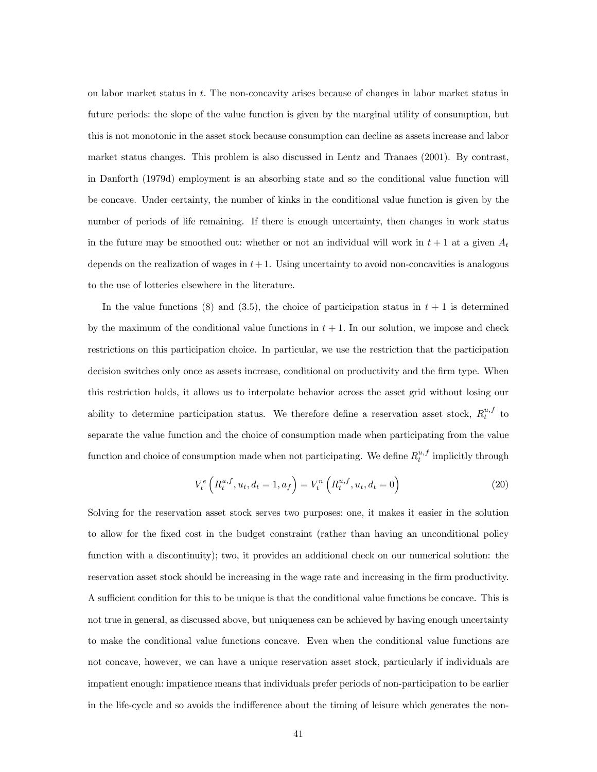on labor market status in $t$. The non-concavity arises because of changes in labor market status in future periods: the slope of the value function is given by the marginal utility of consumption, but this is not monotonic in the asset stock because consumption can decline as assets increase and labor market status changes. This problem is also discussed in Lentz and Tranaes (2001). By contrast, in Danforth (1979d) employment is an absorbing state and so the conditional value function will be concave. Under certainty, the number of kinks in the conditional value function is given by the number of periods of life remaining. If there is enough uncertainty, then changes in work status in the future may be smoothed out: whether or not an individual will work in $t+1$ at a given $A_t$ depends on the realization of wages in $t+1$. Using uncertainty to avoid non-concavities is analogous to the use of lotteries elsewhere in the literature.

In the value functions (8) and (3.5), the choice of participation status in $t+1$ is determined by the maximum of the conditional value functions in $t+1$. In our solution, we impose and check restrictions on this participation choice. In particular, we use the restriction that the participation decision switches only once as assets increase, conditional on productivity and the firm type. When this restriction holds, it allows us to interpolate behavior across the asset grid without losing our ability to determine participation status. We therefore define a reservation asset stock, $R_t^{u,f}$ to separate the value function and the choice of consumption made when participating from the value function and choice of consumption made when not participating. We define $R_t^{u,f}$ implicitly through

$$V_t^e\left(R_t^{u,f}, u_t, d_t = 1, a_f\right) = V_t^n\left(R_t^{u,f}, u_t, d_t = 0\right) \tag{20}$$

Solving for the reservation asset stock serves two purposes: one, it makes it easier in the solution to allow for the fixed cost in the budget constraint (rather than having an unconditional policy function with a discontinuity); two, it provides an additional check on our numerical solution: the reservation asset stock should be increasing in the wage rate and increasing in the firm productivity. A sufficient condition for this to be unique is that the conditional value functions be concave. This is not true in general, as discussed above, but uniqueness can be achieved by having enough uncertainty to make the conditional value functions concave. Even when the conditional value functions are not concave, however, we can have a unique reservation asset stock, particularly if individuals are impatient enough: impatience means that individuals prefer periods of non-participation to be earlier in the life-cycle and so avoids the indifference about the timing of leisure which generates the non-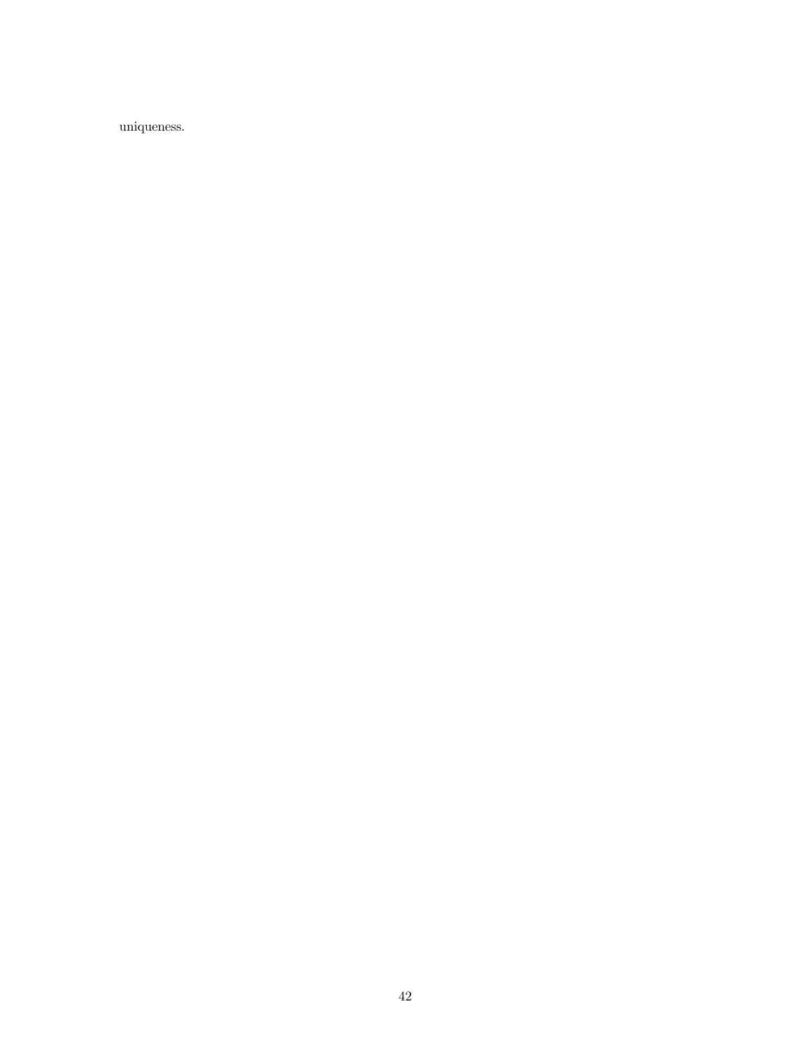uniqueness.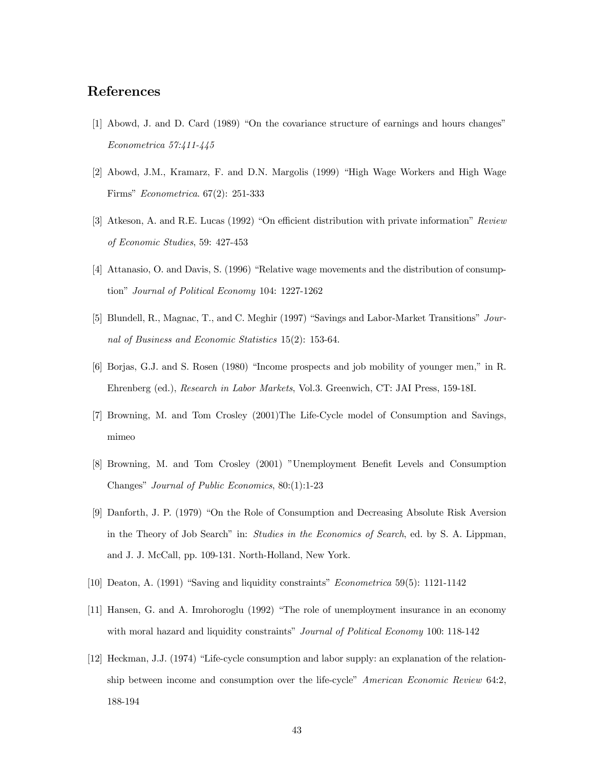## References

[1] Abowd, J. and D. Card (1989) "On the covariance structure of earnings and hours changes" *Econometrica 57:411-445*

[2] Abowd, J.M., Kramarz, F. and D.N. Margolis (1999) "High Wage Workers and High Wage Firms" *Econometrica*. 67(2): 251-333

[3] Atkeson, A. and R.E. Lucas (1992) "On efficient distribution with private information" *Review of Economic Studies*, 59: 427-453

[4] Attanasio, O. and Davis, S. (1996) "Relative wage movements and the distribution of consumption" *Journal of Political Economy* 104: 1227-1262

[5] Blundell, R., Magnac, T., and C. Meghir (1997) "Savings and Labor-Market Transitions" *Journal of Business and Economic Statistics* 15(2): 153-64.

[6] Borjas, G.J. and S. Rosen (1980) "Income prospects and job mobility of younger men," in R. Ehrenberg (ed.), *Research in Labor Markets*, Vol.3. Greenwich, CT: JAI Press, 159-18I.

[7] Browning, M. and Tom Crosley (2001)The Life-Cycle model of Consumption and Savings, mimeo

[8] Browning, M. and Tom Crosley (2001) "Unemployment Benefit Levels and Consumption Changes" *Journal of Public Economics*, 80:(1):1-23

[9] Danforth, J. P. (1979) "On the Role of Consumption and Decreasing Absolute Risk Aversion in the Theory of Job Search" in: *Studies in the Economics of Search*, ed. by S. A. Lippman, and J. J. McCall, pp. 109-131. North-Holland, New York.

[10] Deaton, A. (1991) "Saving and liquidity constraints" *Econometrica* 59(5): 1121-1142

[11] Hansen, G. and A. Imrohoroglu (1992) "The role of unemployment insurance in an economy with moral hazard and liquidity constraints" *Journal of Political Economy* 100: 118-142

[12] Heckman, J.J. (1974) "Life-cycle consumption and labor supply: an explanation of the relationship between income and consumption over the life-cycle" *American Economic Review* 64:2, 188-194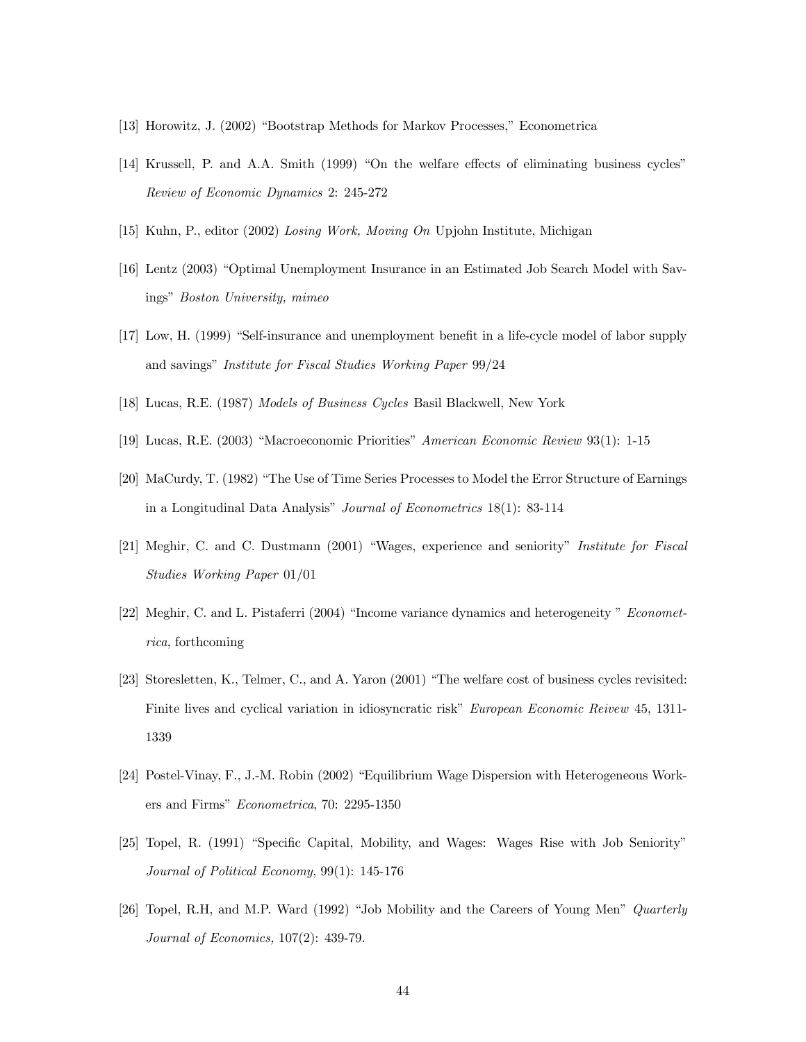[13] Horowitz, J. (2002) "Bootstrap Methods for Markov Processes," Econometrica

[14] Krussell, P. and A.A. Smith (1999) "On the welfare effects of eliminating business cycles" *Review of Economic Dynamics* 2: 245-272

[15] Kuhn, P., editor (2002) *Losing Work, Moving On* Upjohn Institute, Michigan

[16] Lentz (2003) "Optimal Unemployment Insurance in an Estimated Job Search Model with Savings" *Boston University, mimeo*

[17] Low, H. (1999) "Self-insurance and unemployment benefit in a life-cycle model of labor supply and savings" *Institute for Fiscal Studies Working Paper* 99/24

[18] Lucas, R.E. (1987) *Models of Business Cycles* Basil Blackwell, New York

[19] Lucas, R.E. (2003) "Macroeconomic Priorities" *American Economic Review* 93(1): 1-15

[20] MaCurdy, T. (1982) "The Use of Time Series Processes to Model the Error Structure of Earnings in a Longitudinal Data Analysis" *Journal of Econometrics* 18(1): 83-114

[21] Meghir, C. and C. Dustmann (2001) "Wages, experience and seniority" *Institute for Fiscal Studies Working Paper* 01/01

[22] Meghir, C. and L. Pistaferri (2004) "Income variance dynamics and heterogeneity " *Econometrica*, forthcoming

[23] Storesletten, K., Telmer, C., and A. Yaron (2001) "The welfare cost of business cycles revisited: Finite lives and cyclical variation in idiosyncratic risk" *European Economic Reivew* 45, 1311-1339

[24] Postel-Vinay, F., J.-M. Robin (2002) "Equilibrium Wage Dispersion with Heterogeneous Workers and Firms" *Econometrica*, 70: 2295-1350

[25] Topel, R. (1991) "Specific Capital, Mobility, and Wages: Wages Rise with Job Seniority" *Journal of Political Economy*, 99(1): 145-176

[26] Topel, R.H, and M.P. Ward (1992) "Job Mobility and the Careers of Young Men" *Quarterly Journal of Economics,* 107(2): 439-79.